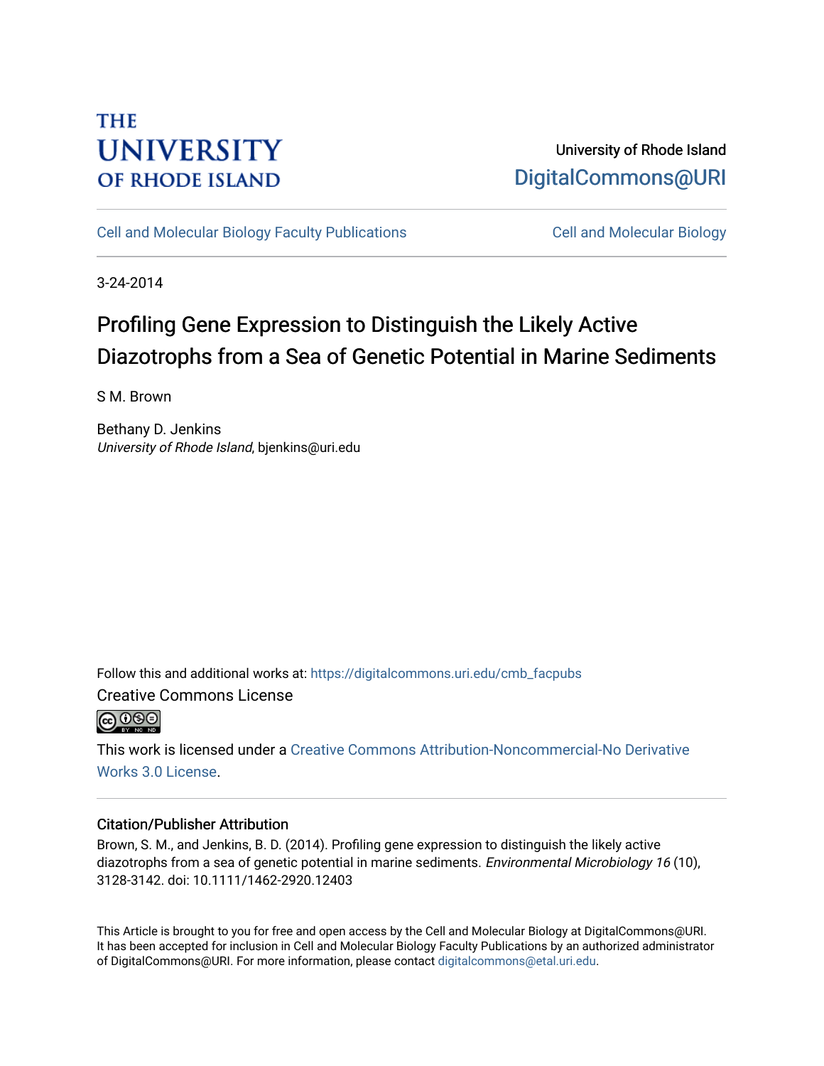THE UNIVERSITY OF RHODE ISLAND

University of Rhode Island
DigitalCommons@URI

Cell and Molecular Biology Faculty Publications | Cell and Molecular Biology

3-24-2014

# Profiling Gene Expression to Distinguish the Likely Active Diazotrophs from a Sea of Genetic Potential in Marine Sediments

S M. Brown

Bethany D. Jenkins
*University of Rhode Island*, bjenkins@uri.edu

Follow this and additional works at: https://digitalcommons.uri.edu/cmb_facpubs

Creative Commons License

This work is licensed under a Creative Commons Attribution-Noncommercial-No Derivative Works 3.0 License.

## Citation/Publisher Attribution

Brown, S. M., and Jenkins, B. D. (2014). Profiling gene expression to distinguish the likely active diazotrophs from a sea of genetic potential in marine sediments. *Environmental Microbiology 16* (10), 3128-3142. doi: 10.1111/1462-2920.12403

This Article is brought to you for free and open access by the Cell and Molecular Biology at DigitalCommons@URI. It has been accepted for inclusion in Cell and Molecular Biology Faculty Publications by an authorized administrator of DigitalCommons@URI. For more information, please contact digitalcommons@etal.uri.edu.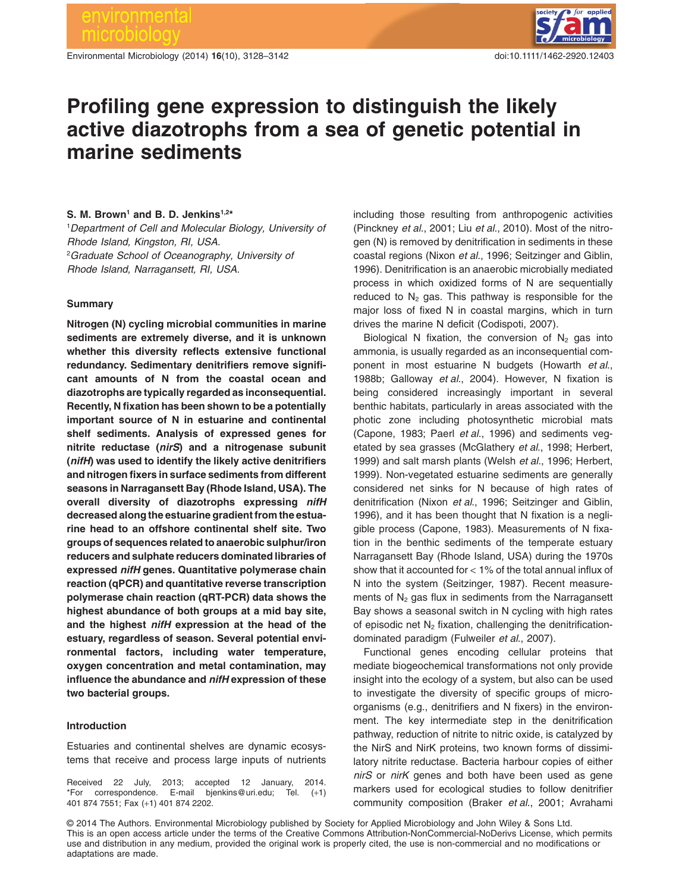# Profiling gene expression to distinguish the likely active diazotrophs from a sea of genetic potential in marine sediments

**S. M. Brown[1] and B. D. Jenkins[1,2]***

[1]*Department of Cell and Molecular Biology, University of Rhode Island, Kingston, RI, USA.*
[2]*Graduate School of Oceanography, University of Rhode Island, Narragansett, RI, USA.*

## Summary

**Nitrogen (N) cycling microbial communities in marine sediments are extremely diverse, and it is unknown whether this diversity reflects extensive functional redundancy. Sedimentary denitrifiers remove significant amounts of N from the coastal ocean and diazotrophs are typically regarded as inconsequential. Recently, N fixation has been shown to be a potentially important source of N in estuarine and continental shelf sediments. Analysis of expressed genes for nitrite reductase (*nirS*) and a nitrogenase subunit (*nifH*) was used to identify the likely active denitrifiers and nitrogen fixers in surface sediments from different seasons in Narragansett Bay (Rhode Island, USA). The overall diversity of diazotrophs expressing *nifH* decreased along the estuarine gradient from the estuarine head to an offshore continental shelf site. Two groups of sequences related to anaerobic sulphur/iron reducers and sulphate reducers dominated libraries of expressed *nifH* genes. Quantitative polymerase chain reaction (qPCR) and quantitative reverse transcription polymerase chain reaction (qRT-PCR) data shows the highest abundance of both groups at a mid bay site, and the highest *nifH* expression at the head of the estuary, regardless of season. Several potential environmental factors, including water temperature, oxygen concentration and metal contamination, may influence the abundance and *nifH* expression of these two bacterial groups.**

## Introduction

Estuaries and continental shelves are dynamic ecosystems that receive and process large inputs of nutrients including those resulting from anthropogenic activities (Pinckney *et al*., 2001; Liu *et al*., 2010). Most of the nitrogen (N) is removed by denitrification in sediments in these coastal regions (Nixon *et al*., 1996; Seitzinger and Giblin, 1996). Denitrification is an anaerobic microbially mediated process in which oxidized forms of N are sequentially reduced to $N_2$ gas. This pathway is responsible for the major loss of fixed N in coastal margins, which in turn drives the marine N deficit (Codispoti, 2007).

Biological N fixation, the conversion of $N_2$ gas into ammonia, is usually regarded as an inconsequential component in most estuarine N budgets (Howarth *et al*., 1988b; Galloway *et al*., 2004). However, N fixation is being considered increasingly important in several benthic habitats, particularly in areas associated with the photic zone including photosynthetic microbial mats (Capone, 1983; Paerl *et al*., 1996) and sediments vegetated by sea grasses (McGlathery *et al*., 1998; Herbert, 1999) and salt marsh plants (Welsh *et al*., 1996; Herbert, 1999). Non-vegetated estuarine sediments are generally considered net sinks for N because of high rates of denitrification (Nixon *et al*., 1996; Seitzinger and Giblin, 1996), and it has been thought that N fixation is a negligible process (Capone, 1983). Measurements of N fixation in the benthic sediments of the temperate estuary Narragansett Bay (Rhode Island, USA) during the 1970s show that it accounted for < 1% of the total annual influx of N into the system (Seitzinger, 1987). Recent measurements of $N_2$ gas flux in sediments from the Narragansett Bay shows a seasonal switch in N cycling with high rates of episodic net $N_2$ fixation, challenging the denitrification-dominated paradigm (Fulweiler *et al*., 2007).

Functional genes encoding cellular proteins that mediate biogeochemical transformations not only provide insight into the ecology of a system, but also can be used to investigate the diversity of specific groups of microorganisms (e.g., denitrifiers and N fixers) in the environment. The key intermediate step in the denitrification pathway, reduction of nitrite to nitric oxide, is catalyzed by the NirS and NirK proteins, two known forms of dissimilatory nitrite reductase. Bacteria harbour copies of either *nirS* or *nirK* genes and both have been used as gene markers used for ecological studies to follow denitrifier community composition (Braker *et al*., 2001; Avrahami

Received 22 July, 2013; accepted 12 January, 2014. *For correspondence. E-mail bjenkins@uri.edu; Tel. (+1) 401 874 7551; Fax (+1) 401 874 2202.

© 2014 The Authors. Environmental Microbiology published by Society for Applied Microbiology and John Wiley & Sons Ltd. This is an open access article under the terms of the Creative Commons Attribution-NonCommercial-NoDerivs License, which permits use and distribution in any medium, provided the original work is properly cited, the use is non-commercial and no modifications or adaptations are made.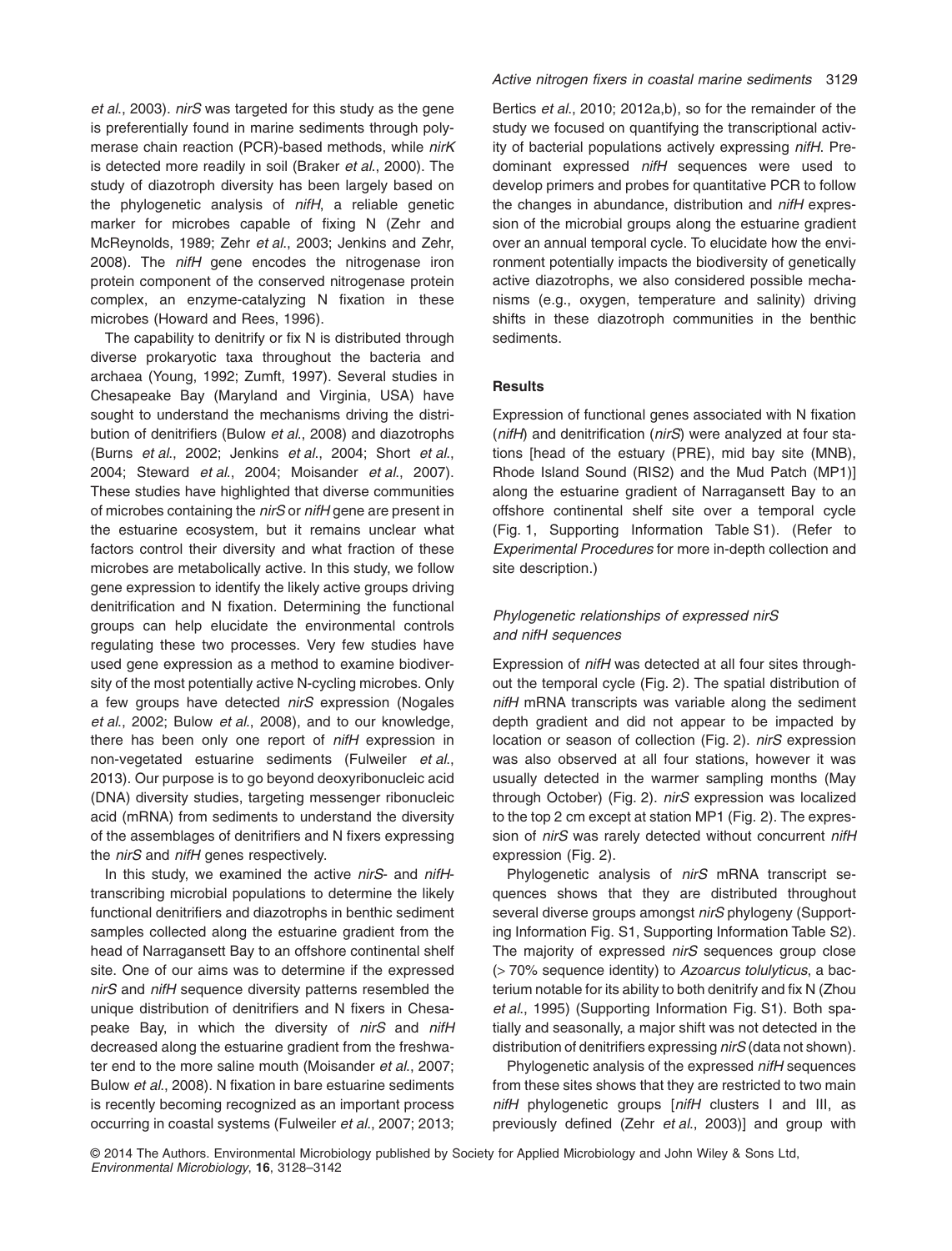et al., 2003). *nirS* was targeted for this study as the gene is preferentially found in marine sediments through polymerase chain reaction (PCR)-based methods, while *nirK* is detected more readily in soil (Braker *et al*., 2000). The study of diazotroph diversity has been largely based on the phylogenetic analysis of *nifH*, a reliable genetic marker for microbes capable of fixing N (Zehr and McReynolds, 1989; Zehr *et al*., 2003; Jenkins and Zehr, 2008). The *nifH* gene encodes the nitrogenase iron protein component of the conserved nitrogenase protein complex, an enzyme-catalyzing N fixation in these microbes (Howard and Rees, 1996).

The capability to denitrify or fix N is distributed through diverse prokaryotic taxa throughout the bacteria and archaea (Young, 1992; Zumft, 1997). Several studies in Chesapeake Bay (Maryland and Virginia, USA) have sought to understand the mechanisms driving the distribution of denitrifiers (Bulow *et al*., 2008) and diazotrophs (Burns *et al*., 2002; Jenkins *et al*., 2004; Short *et al*., 2004; Steward *et al*., 2004; Moisander *et al*., 2007). These studies have highlighted that diverse communities of microbes containing the *nirS* or *nifH* gene are present in the estuarine ecosystem, but it remains unclear what factors control their diversity and what fraction of these microbes are metabolically active. In this study, we follow gene expression to identify the likely active groups driving denitrification and N fixation. Determining the functional groups can help elucidate the environmental controls regulating these two processes. Very few studies have used gene expression as a method to examine biodiversity of the most potentially active N-cycling microbes. Only a few groups have detected *nirS* expression (Nogales *et al*., 2002; Bulow *et al*., 2008), and to our knowledge, there has been only one report of *nifH* expression in non-vegetated estuarine sediments (Fulweiler *et al*., 2013). Our purpose is to go beyond deoxyribonucleic acid (DNA) diversity studies, targeting messenger ribonucleic acid (mRNA) from sediments to understand the diversity of the assemblages of denitrifiers and N fixers expressing the *nirS* and *nifH* genes respectively.

In this study, we examined the active *nirS*- and *nifH*-transcribing microbial populations to determine the likely functional denitrifiers and diazotrophs in benthic sediment samples collected along the estuarine gradient from the head of Narragansett Bay to an offshore continental shelf site. One of our aims was to determine if the expressed *nirS* and *nifH* sequence diversity patterns resembled the unique distribution of denitrifiers and N fixers in Chesapeake Bay, in which the diversity of *nirS* and *nifH* decreased along the estuarine gradient from the freshwater end to the more saline mouth (Moisander *et al*., 2007; Bulow *et al*., 2008). N fixation in bare estuarine sediments is recently becoming recognized as an important process occurring in coastal systems (Fulweiler *et al*., 2007; 2013; Bertics *et al*., 2010; 2012a,b), so for the remainder of the study we focused on quantifying the transcriptional activity of bacterial populations actively expressing *nifH*. Predominant expressed *nifH* sequences were used to develop primers and probes for quantitative PCR to follow the changes in abundance, distribution and *nifH* expression of the microbial groups along the estuarine gradient over an annual temporal cycle. To elucidate how the environment potentially impacts the biodiversity of genetically active diazotrophs, we also considered possible mechanisms (e.g., oxygen, temperature and salinity) driving shifts in these diazotroph communities in the benthic sediments.

## Results

Expression of functional genes associated with N fixation (*nifH*) and denitrification (*nirS*) were analyzed at four stations [head of the estuary (PRE), mid bay site (MNB), Rhode Island Sound (RIS2) and the Mud Patch (MP1)] along the estuarine gradient of Narragansett Bay to an offshore continental shelf site over a temporal cycle (Fig. 1, Supporting Information Table S1). (Refer to *Experimental Procedures* for more in-depth collection and site description.)

### *Phylogenetic relationships of expressed nirS and nifH sequences*

Expression of *nifH* was detected at all four sites throughout the temporal cycle (Fig. 2). The spatial distribution of *nifH* mRNA transcripts was variable along the sediment depth gradient and did not appear to be impacted by location or season of collection (Fig. 2). *nirS* expression was also observed at all four stations, however it was usually detected in the warmer sampling months (May through October) (Fig. 2). *nirS* expression was localized to the top 2 cm except at station MP1 (Fig. 2). The expression of *nirS* was rarely detected without concurrent *nifH* expression (Fig. 2).

Phylogenetic analysis of *nirS* mRNA transcript sequences shows that they are distributed throughout several diverse groups amongst *nirS* phylogeny (Supporting Information Fig. S1, Supporting Information Table S2). The majority of expressed *nirS* sequences group close (> 70% sequence identity) to *Azoarcus tolulyticus*, a bacterium notable for its ability to both denitrify and fix N (Zhou *et al*., 1995) (Supporting Information Fig. S1). Both spatially and seasonally, a major shift was not detected in the distribution of denitrifiers expressing *nirS* (data not shown).

Phylogenetic analysis of the expressed *nifH* sequences from these sites shows that they are restricted to two main *nifH* phylogenetic groups [*nifH* clusters I and III, as previously defined (Zehr *et al*., 2003)] and group with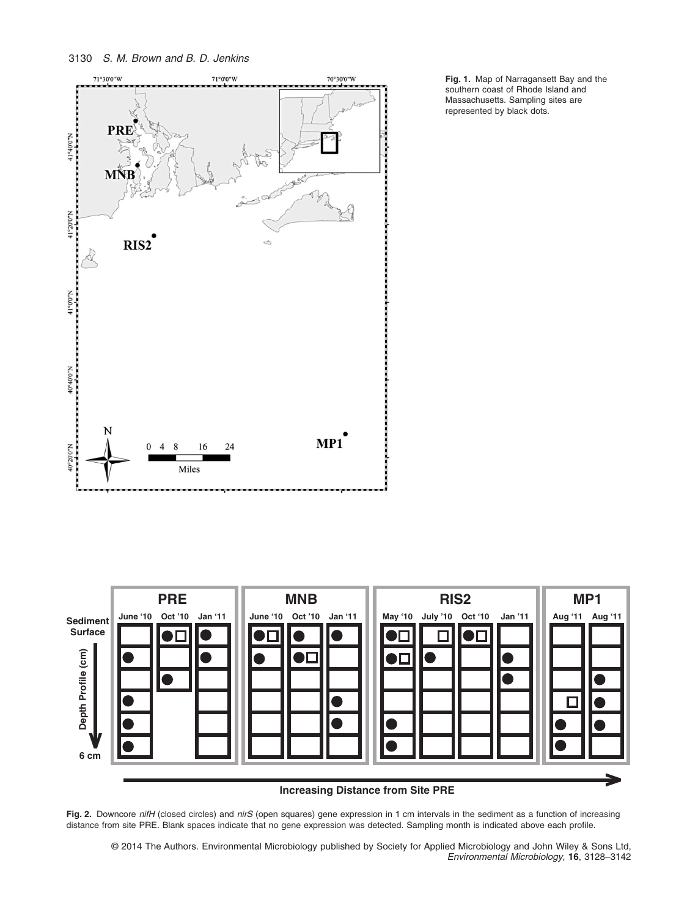**Fig. 1.** Map of Narragansett Bay and the southern coast of Rhode Island and Massachusetts. Sampling sites are represented by black dots.

**Fig. 2.** Downcore *nifH* (closed circles) and *nirS* (open squares) gene expression in 1 cm intervals in the sediment as a function of increasing distance from site PRE. Blank spaces indicate that no gene expression was detected. Sampling month is indicated above each profile.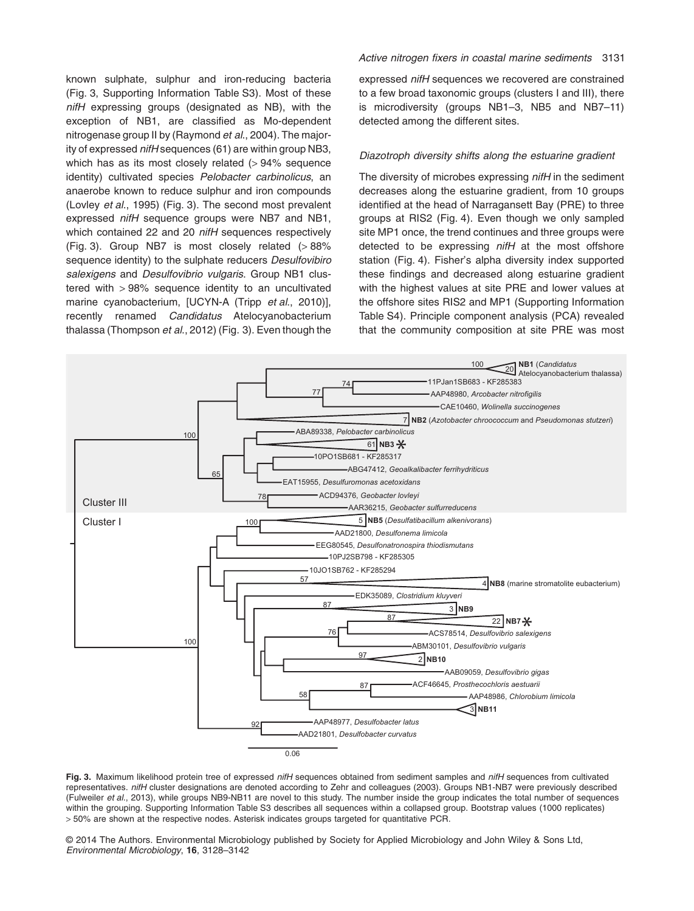known sulphate, sulphur and iron-reducing bacteria (Fig. 3, Supporting Information Table S3). Most of these *nifH* expressing groups (designated as NB), with the exception of NB1, are classified as Mo-dependent nitrogenase group II by (Raymond *et al*., 2004). The majority of expressed *nifH* sequences (61) are within group NB3, which has as its most closely related (> 94% sequence identity) cultivated species *Pelobacter carbinolicus*, an anaerobe known to reduce sulphur and iron compounds (Lovley *et al*., 1995) (Fig. 3). The second most prevalent expressed *nifH* sequence groups were NB7 and NB1, which contained 22 and 20 *nifH* sequences respectively (Fig. 3). Group NB7 is most closely related (> 88% sequence identity) to the sulphate reducers *Desulfovibiro salexigens* and *Desulfovibrio vulgaris*. Group NB1 clustered with > 98% sequence identity to an uncultivated marine cyanobacterium, [UCYN-A (Tripp *et al*., 2010)], recently renamed *Candidatus* Atelocyanobacterium thalassa (Thompson *et al*., 2012) (Fig. 3). Even though the expressed *nifH* sequences we recovered are constrained to a few broad taxonomic groups (clusters I and III), there is microdiversity (groups NB1–3, NB5 and NB7–11) detected among the different sites.

### *Diazotroph diversity shifts along the estuarine gradient*

The diversity of microbes expressing *nifH* in the sediment decreases along the estuarine gradient, from 10 groups identified at the head of Narragansett Bay (PRE) to three groups at RIS2 (Fig. 4). Even though we only sampled site MP1 once, the trend continues and three groups were detected to be expressing *nifH* at the most offshore station (Fig. 4). Fisher's alpha diversity index supported these findings and decreased along estuarine gradient with the highest values at site PRE and lower values at the offshore sites RIS2 and MP1 (Supporting Information Table S4). Principle component analysis (PCA) revealed that the community composition at site PRE was most

**Fig. 3.** Maximum likelihood protein tree of expressed *nifH* sequences obtained from sediment samples and *nifH* sequences from cultivated representatives. *nifH* cluster designations are denoted according to Zehr and colleagues (2003). Groups NB1-NB7 were previously described (Fulweiler *et al*., 2013), while groups NB9-NB11 are novel to this study. The number inside the group indicates the total number of sequences within the grouping. Supporting Information Table S3 describes all sequences within a collapsed group. Bootstrap values (1000 replicates) > 50% are shown at the respective nodes. Asterisk indicates groups targeted for quantitative PCR.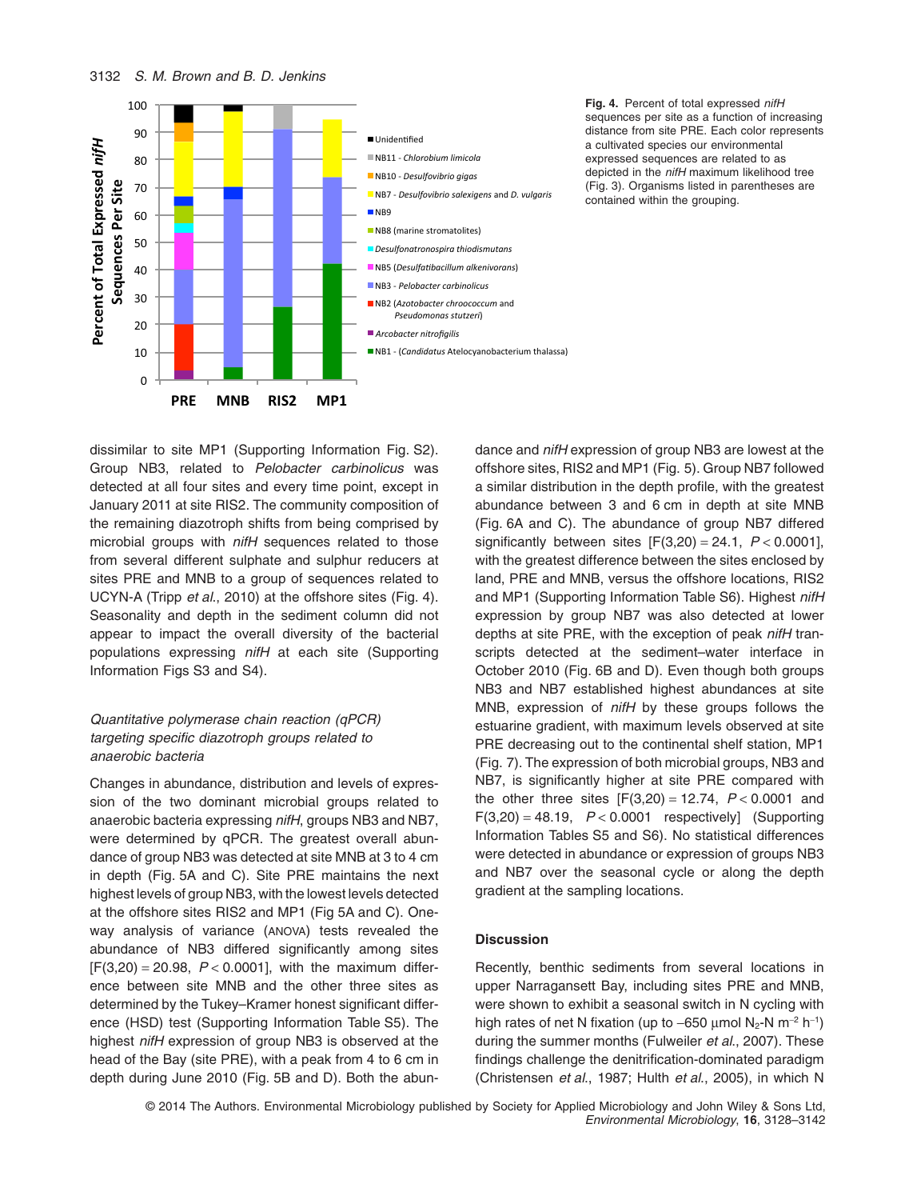Fig. 4. Percent of total expressed *nifH* sequences per site as a function of increasing distance from site PRE. Each color represents a cultivated species our environmental expressed sequences are related to as depicted in the *nifH* maximum likelihood tree (Fig. 3). Organisms listed in parentheses are contained within the grouping.

dissimilar to site MP1 (Supporting Information Fig. S2). Group NB3, related to *Pelobacter carbinolicus* was detected at all four sites and every time point, except in January 2011 at site RIS2. The community composition of the remaining diazotroph shifts from being comprised by microbial groups with *nifH* sequences related to those from several different sulphate and sulphur reducers at sites PRE and MNB to a group of sequences related to UCYN-A (Tripp *et al*., 2010) at the offshore sites (Fig. 4). Seasonality and depth in the sediment column did not appear to impact the overall diversity of the bacterial populations expressing *nifH* at each site (Supporting Information Figs S3 and S4).

### *Quantitative polymerase chain reaction (qPCR) targeting specific diazotroph groups related to anaerobic bacteria*

Changes in abundance, distribution and levels of expression of the two dominant microbial groups related to anaerobic bacteria expressing *nifH*, groups NB3 and NB7, were determined by qPCR. The greatest overall abundance of group NB3 was detected at site MNB at 3 to 4 cm in depth (Fig. 5A and C). Site PRE maintains the next highest levels of group NB3, with the lowest levels detected at the offshore sites RIS2 and MP1 (Fig 5A and C). One-way analysis of variance (ANOVA) tests revealed the abundance of NB3 differed significantly among sites [$F(3,20) = 20.98$, $P < 0.0001$], with the maximum difference between site MNB and the other three sites as determined by the Tukey–Kramer honest significant difference (HSD) test (Supporting Information Table S5). The highest *nifH* expression of group NB3 is observed at the head of the Bay (site PRE), with a peak from 4 to 6 cm in depth during June 2010 (Fig. 5B and D). Both the abundance and *nifH* expression of group NB3 are lowest at the offshore sites, RIS2 and MP1 (Fig. 5). Group NB7 followed a similar distribution in the depth profile, with the greatest abundance between 3 and 6 cm in depth at site MNB (Fig. 6A and C). The abundance of group NB7 differed significantly between sites [$F(3,20) = 24.1$, $P < 0.0001$], with the greatest difference between the sites enclosed by land, PRE and MNB, versus the offshore locations, RIS2 and MP1 (Supporting Information Table S6). Highest *nifH* expression by group NB7 was also detected at lower depths at site PRE, with the exception of peak *nifH* transcripts detected at the sediment–water interface in October 2010 (Fig. 6B and D). Even though both groups NB3 and NB7 established highest abundances at site MNB, expression of *nifH* by these groups follows the estuarine gradient, with maximum levels observed at site PRE decreasing out to the continental shelf station, MP1 (Fig. 7). The expression of both microbial groups, NB3 and NB7, is significantly higher at site PRE compared with the other three sites [$F(3,20) = 12.74$, $P < 0.0001$ and $F(3,20) = 48.19$, $P < 0.0001$ respectively] (Supporting Information Tables S5 and S6). No statistical differences were detected in abundance or expression of groups NB3 and NB7 over the seasonal cycle or along the depth gradient at the sampling locations.

## Discussion

Recently, benthic sediments from several locations in upper Narragansett Bay, including sites PRE and MNB, were shown to exhibit a seasonal switch in N cycling with high rates of net N fixation (up to $-650$ μmol $N_2$-N $m^{-2}$ $h^{-1}$) during the summer months (Fulweiler *et al*., 2007). These findings challenge the denitrification-dominated paradigm (Christensen *et al*., 1987; Hulth *et al*., 2005), in which N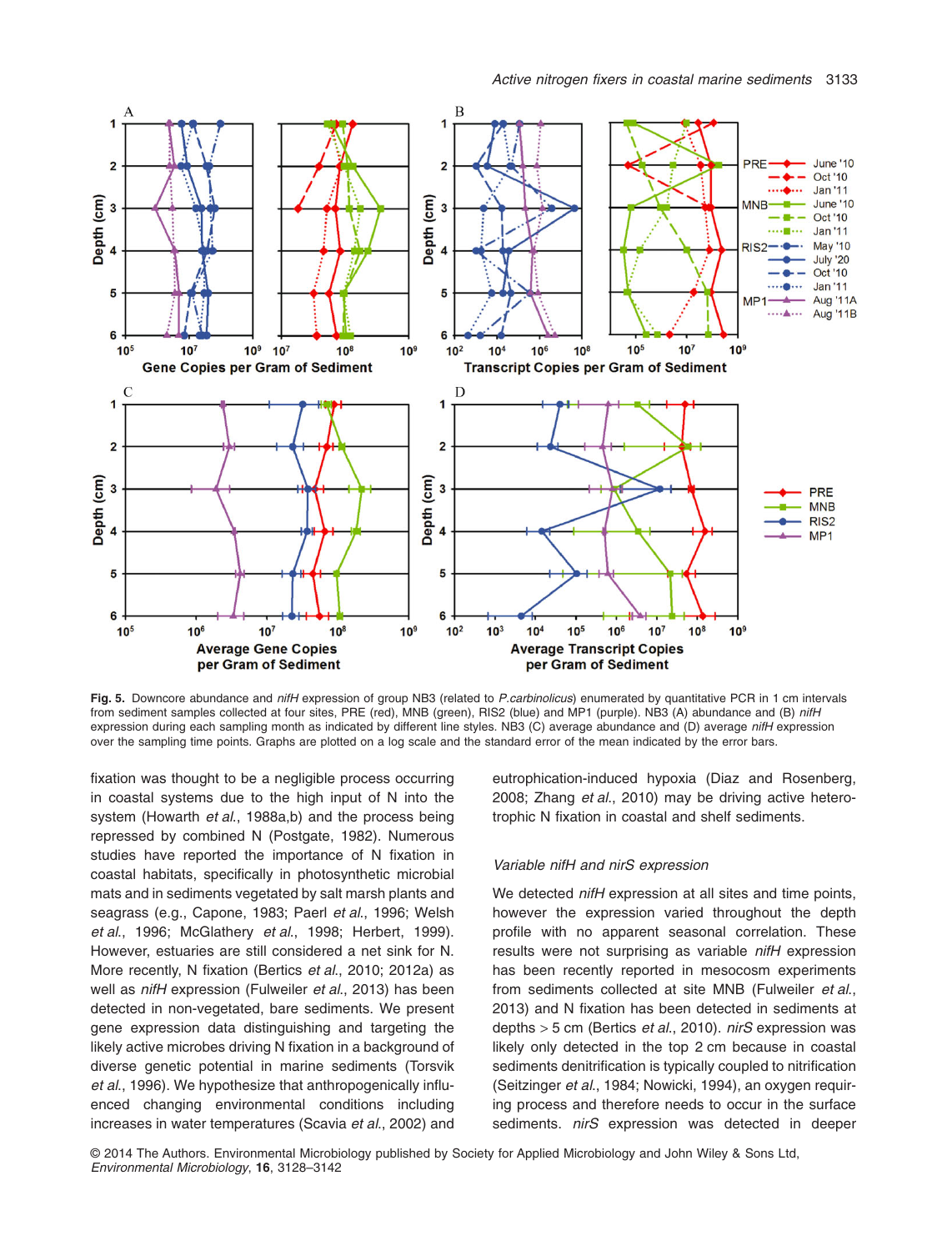**Fig. 5.** Downcore abundance and *nifH* expression of group NB3 (related to *P.carbinolicus*) enumerated by quantitative PCR in 1 cm intervals from sediment samples collected at four sites, PRE (red), MNB (green), RIS2 (blue) and MP1 (purple). NB3 (A) abundance and (B) *nifH* expression during each sampling month as indicated by different line styles. NB3 (C) average abundance and (D) average *nifH* expression over the sampling time points. Graphs are plotted on a log scale and the standard error of the mean indicated by the error bars.

fixation was thought to be a negligible process occurring in coastal systems due to the high input of N into the system (Howarth *et al.*, 1988a,b) and the process being repressed by combined N (Postgate, 1982). Numerous studies have reported the importance of N fixation in coastal habitats, specifically in photosynthetic microbial mats and in sediments vegetated by salt marsh plants and seagrass (e.g., Capone, 1983; Paerl *et al.*, 1996; Welsh *et al.*, 1996; McGlathery *et al.*, 1998; Herbert, 1999). However, estuaries are still considered a net sink for N. More recently, N fixation (Bertics *et al.*, 2010; 2012a) as well as *nifH* expression (Fulweiler *et al.*, 2013) has been detected in non-vegetated, bare sediments. We present gene expression data distinguishing and targeting the likely active microbes driving N fixation in a background of diverse genetic potential in marine sediments (Torsvik *et al.*, 1996). We hypothesize that anthropogenically influenced changing environmental conditions including increases in water temperatures (Scavia *et al.*, 2002) and eutrophication-induced hypoxia (Diaz and Rosenberg, 2008; Zhang *et al.*, 2010) may be driving active heterotrophic N fixation in coastal and shelf sediments.

### *Variable nifH and nirS expression*

We detected *nifH* expression at all sites and time points, however the expression varied throughout the depth profile with no apparent seasonal correlation. These results were not surprising as variable *nifH* expression has been recently reported in mesocosm experiments from sediments collected at site MNB (Fulweiler *et al.*, 2013) and N fixation has been detected in sediments at depths > 5 cm (Bertics *et al.*, 2010). *nirS* expression was likely only detected in the top 2 cm because in coastal sediments denitrification is typically coupled to nitrification (Seitzinger *et al.*, 1984; Nowicki, 1994), an oxygen requiring process and therefore needs to occur in the surface sediments. *nirS* expression was detected in deeper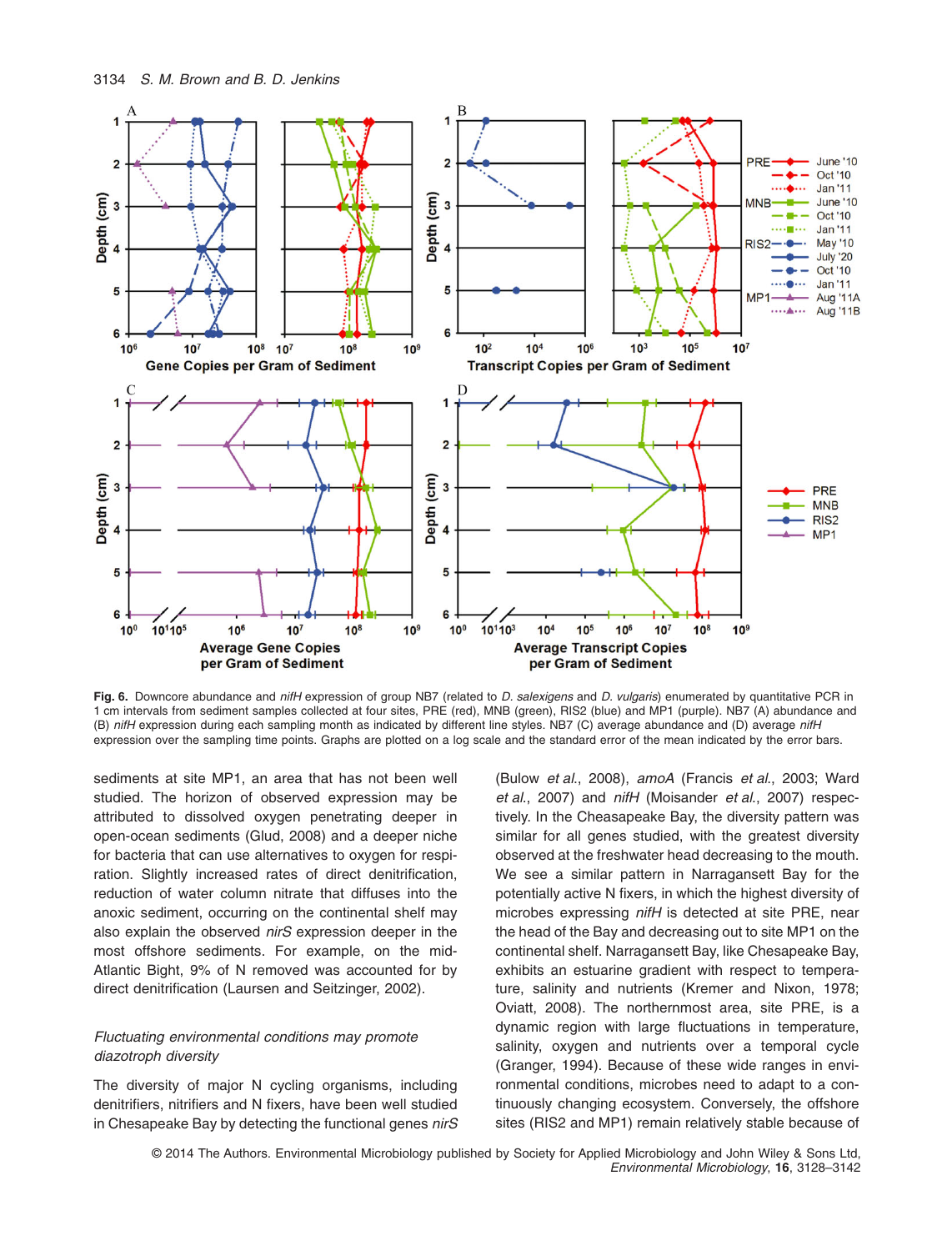**Fig. 6.** Downcore abundance and *nifH* expression of group NB7 (related to *D. salexigens* and *D. vulgaris*) enumerated by quantitative PCR in 1 cm intervals from sediment samples collected at four sites, PRE (red), MNB (green), RIS2 (blue) and MP1 (purple). NB7 (A) abundance and (B) *nifH* expression during each sampling month as indicated by different line styles. NB7 (C) average abundance and (D) average *nifH* expression over the sampling time points. Graphs are plotted on a log scale and the standard error of the mean indicated by the error bars.

sediments at site MP1, an area that has not been well studied. The horizon of observed expression may be attributed to dissolved oxygen penetrating deeper in open-ocean sediments (Glud, 2008) and a deeper niche for bacteria that can use alternatives to oxygen for respiration. Slightly increased rates of direct denitrification, reduction of water column nitrate that diffuses into the anoxic sediment, occurring on the continental shelf may also explain the observed *nirS* expression deeper in the most offshore sediments. For example, on the mid-Atlantic Bight, 9% of N removed was accounted for by direct denitrification (Laursen and Seitzinger, 2002).

### *Fluctuating environmental conditions may promote diazotroph diversity*

The diversity of major N cycling organisms, including denitrifiers, nitrifiers and N fixers, have been well studied in Chesapeake Bay by detecting the functional genes *nirS* (Bulow *et al.*, 2008), *amoA* (Francis *et al.*, 2003; Ward *et al.*, 2007) and *nifH* (Moisander *et al.*, 2007) respectively. In the Cheasapeake Bay, the diversity pattern was similar for all genes studied, with the greatest diversity observed at the freshwater head decreasing to the mouth. We see a similar pattern in Narragansett Bay for the potentially active N fixers, in which the highest diversity of microbes expressing *nifH* is detected at site PRE, near the head of the Bay and decreasing out to site MP1 on the continental shelf. Narragansett Bay, like Chesapeake Bay, exhibits an estuarine gradient with respect to temperature, salinity and nutrients (Kremer and Nixon, 1978; Oviatt, 2008). The northernmost area, site PRE, is a dynamic region with large fluctuations in temperature, salinity, oxygen and nutrients over a temporal cycle (Granger, 1994). Because of these wide ranges in environmental conditions, microbes need to adapt to a continuously changing ecosystem. Conversely, the offshore sites (RIS2 and MP1) remain relatively stable because of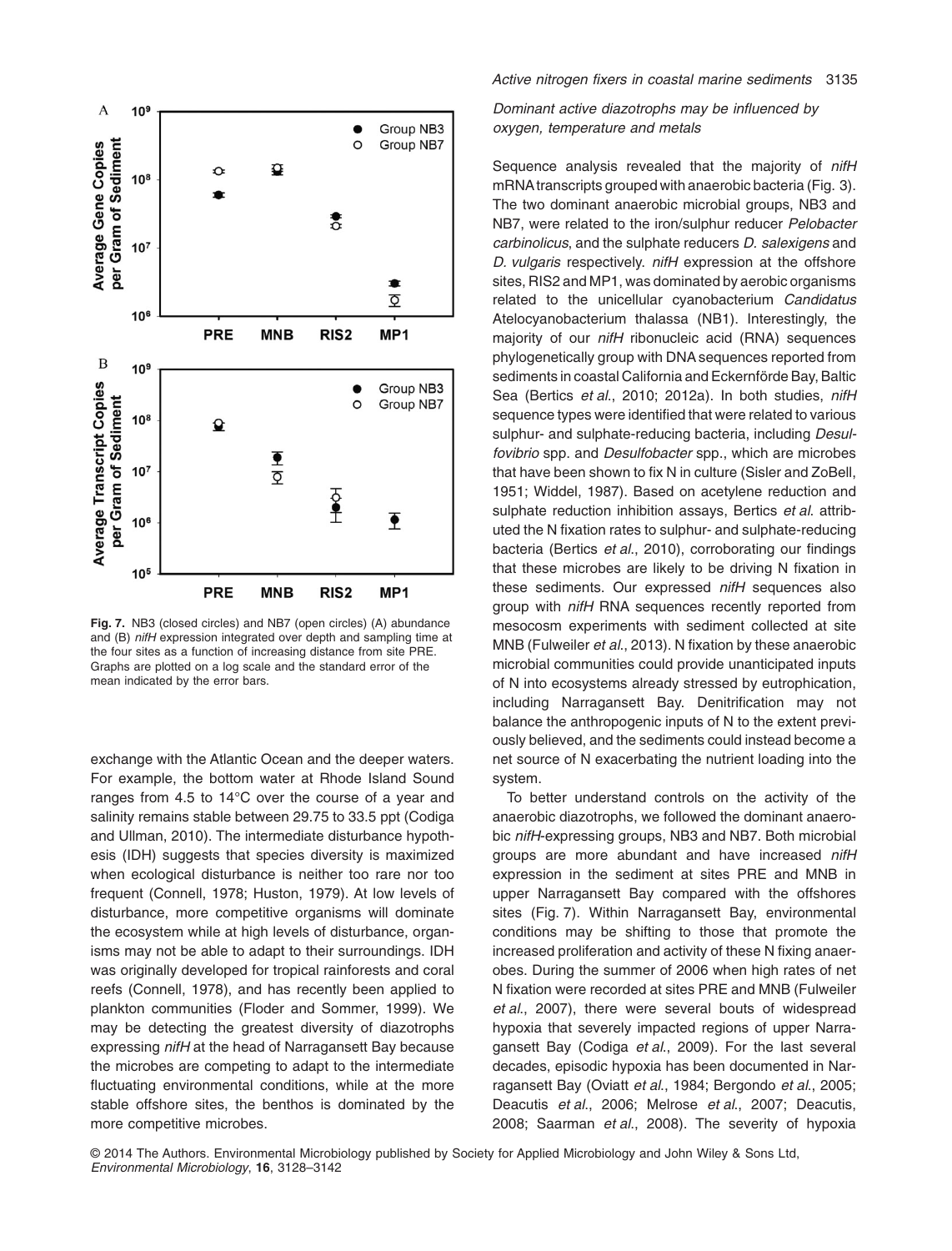**Fig. 7.** NB3 (closed circles) and NB7 (open circles) (A) abundance and (B) *nifH* expression integrated over depth and sampling time at the four sites as a function of increasing distance from site PRE. Graphs are plotted on a log scale and the standard error of the mean indicated by the error bars.

exchange with the Atlantic Ocean and the deeper waters. For example, the bottom water at Rhode Island Sound ranges from 4.5 to 14°C over the course of a year and salinity remains stable between 29.75 to 33.5 ppt (Codiga and Ullman, 2010). The intermediate disturbance hypothesis (IDH) suggests that species diversity is maximized when ecological disturbance is neither too rare nor too frequent (Connell, 1978; Huston, 1979). At low levels of disturbance, more competitive organisms will dominate the ecosystem while at high levels of disturbance, organisms may not be able to adapt to their surroundings. IDH was originally developed for tropical rainforests and coral reefs (Connell, 1978), and has recently been applied to plankton communities (Floder and Sommer, 1999). We may be detecting the greatest diversity of diazotrophs expressing *nifH* at the head of Narragansett Bay because the microbes are competing to adapt to the intermediate fluctuating environmental conditions, while at the more stable offshore sites, the benthos is dominated by the more competitive microbes.

### *Dominant active diazotrophs may be influenced by oxygen, temperature and metals*

Sequence analysis revealed that the majority of *nifH* mRNA transcripts grouped with anaerobic bacteria (Fig. 3). The two dominant anaerobic microbial groups, NB3 and NB7, were related to the iron/sulphur reducer *Pelobacter carbinolicus*, and the sulphate reducers *D. salexigens* and *D. vulgaris* respectively. *nifH* expression at the offshore sites, RIS2 and MP1, was dominated by aerobic organisms related to the unicellular cyanobacterium *Candidatus* Atelocyanobacterium thalassa (NB1). Interestingly, the majority of our *nifH* ribonucleic acid (RNA) sequences phylogenetically group with DNA sequences reported from sediments in coastal California and Eckernförde Bay, Baltic Sea (Bertics *et al*., 2010; 2012a). In both studies, *nifH* sequence types were identified that were related to various sulphur- and sulphate-reducing bacteria, including *Desulfovibrio* spp. and *Desulfobacter* spp., which are microbes that have been shown to fix N in culture (Sisler and ZoBell, 1951; Widdel, 1987). Based on acetylene reduction and sulphate reduction inhibition assays, Bertics *et al*. attributed the N fixation rates to sulphur- and sulphate-reducing bacteria (Bertics *et al*., 2010), corroborating our findings that these microbes are likely to be driving N fixation in these sediments. Our expressed *nifH* sequences also group with *nifH* RNA sequences recently reported from mesocosm experiments with sediment collected at site MNB (Fulweiler *et al*., 2013). N fixation by these anaerobic microbial communities could provide unanticipated inputs of N into ecosystems already stressed by eutrophication, including Narragansett Bay. Denitrification may not balance the anthropogenic inputs of N to the extent previously believed, and the sediments could instead become a net source of N exacerbating the nutrient loading into the system.

To better understand controls on the activity of the anaerobic diazotrophs, we followed the dominant anaerobic *nifH*-expressing groups, NB3 and NB7. Both microbial groups are more abundant and have increased *nifH* expression in the sediment at sites PRE and MNB in upper Narragansett Bay compared with the offshores sites (Fig. 7). Within Narragansett Bay, environmental conditions may be shifting to those that promote the increased proliferation and activity of these N fixing anaerobes. During the summer of 2006 when high rates of net N fixation were recorded at sites PRE and MNB (Fulweiler *et al*., 2007), there were several bouts of widespread hypoxia that severely impacted regions of upper Narragansett Bay (Codiga *et al*., 2009). For the last several decades, episodic hypoxia has been documented in Narragansett Bay (Oviatt *et al*., 1984; Bergondo *et al*., 2005; Deacutis *et al*., 2006; Melrose *et al*., 2007; Deacutis, 2008; Saarman *et al*., 2008). The severity of hypoxia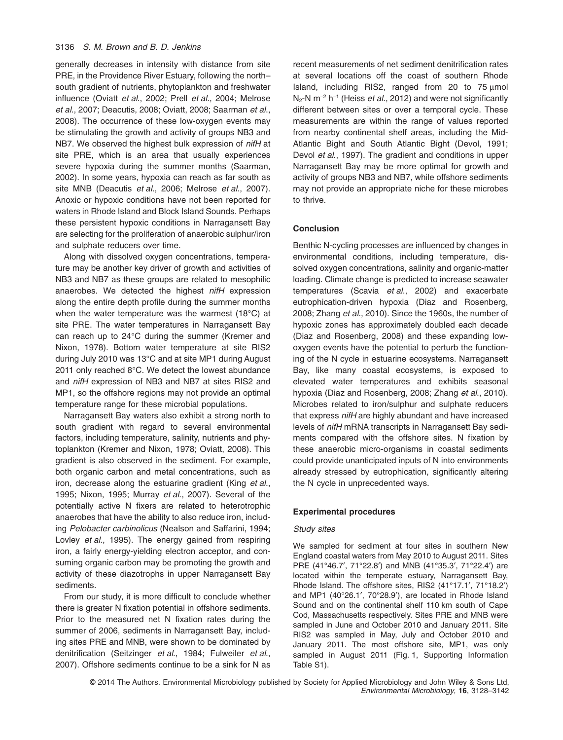generally decreases in intensity with distance from site PRE, in the Providence River Estuary, following the north–south gradient of nutrients, phytoplankton and freshwater influence (Oviatt *et al.*, 2002; Prell *et al.*, 2004; Melrose *et al.*, 2007; Deacutis, 2008; Oviatt, 2008; Saarman *et al.*, 2008). The occurrence of these low-oxygen events may be stimulating the growth and activity of groups NB3 and NB7. We observed the highest bulk expression of *nifH* at site PRE, which is an area that usually experiences severe hypoxia during the summer months (Saarman, 2002). In some years, hypoxia can reach as far south as site MNB (Deacutis *et al.*, 2006; Melrose *et al.*, 2007). Anoxic or hypoxic conditions have not been reported for waters in Rhode Island and Block Island Sounds. Perhaps these persistent hypoxic conditions in Narragansett Bay are selecting for the proliferation of anaerobic sulphur/iron and sulphate reducers over time.

Along with dissolved oxygen concentrations, temperature may be another key driver of growth and activities of NB3 and NB7 as these groups are related to mesophilic anaerobes. We detected the highest *nifH* expression along the entire depth profile during the summer months when the water temperature was the warmest (18°C) at site PRE. The water temperatures in Narragansett Bay can reach up to 24°C during the summer (Kremer and Nixon, 1978). Bottom water temperature at site RIS2 during July 2010 was 13°C and at site MP1 during August 2011 only reached 8°C. We detect the lowest abundance and *nifH* expression of NB3 and NB7 at sites RIS2 and MP1, so the offshore regions may not provide an optimal temperature range for these microbial populations.

Narragansett Bay waters also exhibit a strong north to south gradient with regard to several environmental factors, including temperature, salinity, nutrients and phytoplankton (Kremer and Nixon, 1978; Oviatt, 2008). This gradient is also observed in the sediment. For example, both organic carbon and metal concentrations, such as iron, decrease along the estuarine gradient (King *et al.*, 1995; Nixon, 1995; Murray *et al.*, 2007). Several of the potentially active N fixers are related to heterotrophic anaerobes that have the ability to also reduce iron, including *Pelobacter carbinolicus* (Nealson and Saffarini, 1994; Lovley *et al.*, 1995). The energy gained from respiring iron, a fairly energy-yielding electron acceptor, and consuming organic carbon may be promoting the growth and activity of these diazotrophs in upper Narragansett Bay sediments.

From our study, it is more difficult to conclude whether there is greater N fixation potential in offshore sediments. Prior to the measured net N fixation rates during the summer of 2006, sediments in Narragansett Bay, including sites PRE and MNB, were shown to be dominated by denitrification (Seitzinger *et al.*, 1984; Fulweiler *et al.*, 2007). Offshore sediments continue to be a sink for N as recent measurements of net sediment denitrification rates at several locations off the coast of southern Rhode Island, including RIS2, ranged from 20 to 75 μmol $N_2$-N $m^{-2}$ $h^{-1}$ (Heiss *et al.*, 2012) and were not significantly different between sites or over a temporal cycle. These measurements are within the range of values reported from nearby continental shelf areas, including the Mid-Atlantic Bight and South Atlantic Bight (Devol, 1991; Devol *et al.*, 1997). The gradient and conditions in upper Narragansett Bay may be more optimal for growth and activity of groups NB3 and NB7, while offshore sediments may not provide an appropriate niche for these microbes to thrive.

## Conclusion

Benthic N-cycling processes are influenced by changes in environmental conditions, including temperature, dissolved oxygen concentrations, salinity and organic-matter loading. Climate change is predicted to increase seawater temperatures (Scavia *et al.*, 2002) and exacerbate eutrophication-driven hypoxia (Diaz and Rosenberg, 2008; Zhang *et al.*, 2010). Since the 1960s, the number of hypoxic zones has approximately doubled each decade (Diaz and Rosenberg, 2008) and these expanding low-oxygen events have the potential to perturb the functioning of the N cycle in estuarine ecosystems. Narragansett Bay, like many coastal ecosystems, is exposed to elevated water temperatures and exhibits seasonal hypoxia (Diaz and Rosenberg, 2008; Zhang *et al.*, 2010). Microbes related to iron/sulphur and sulphate reducers that express *nifH* are highly abundant and have increased levels of *nifH* mRNA transcripts in Narragansett Bay sediments compared with the offshore sites. N fixation by these anaerobic micro-organisms in coastal sediments could provide unanticipated inputs of N into environments already stressed by eutrophication, significantly altering the N cycle in unprecedented ways.

## Experimental procedures

### *Study sites*

We sampled for sediment at four sites in southern New England coastal waters from May 2010 to August 2011. Sites PRE (41°46.7′, 71°22.8′) and MNB (41°35.3′, 71°22.4′) are located within the temperate estuary, Narragansett Bay, Rhode Island. The offshore sites, RIS2 (41°17.1′, 71°18.2′) and MP1 (40°26.1′, 70°28.9′), are located in Rhode Island Sound and on the continental shelf 110 km south of Cape Cod, Massachusetts respectively. Sites PRE and MNB were sampled in June and October 2010 and January 2011. Site RIS2 was sampled in May, July and October 2010 and January 2011. The most offshore site, MP1, was only sampled in August 2011 (Fig. 1, Supporting Information Table S1).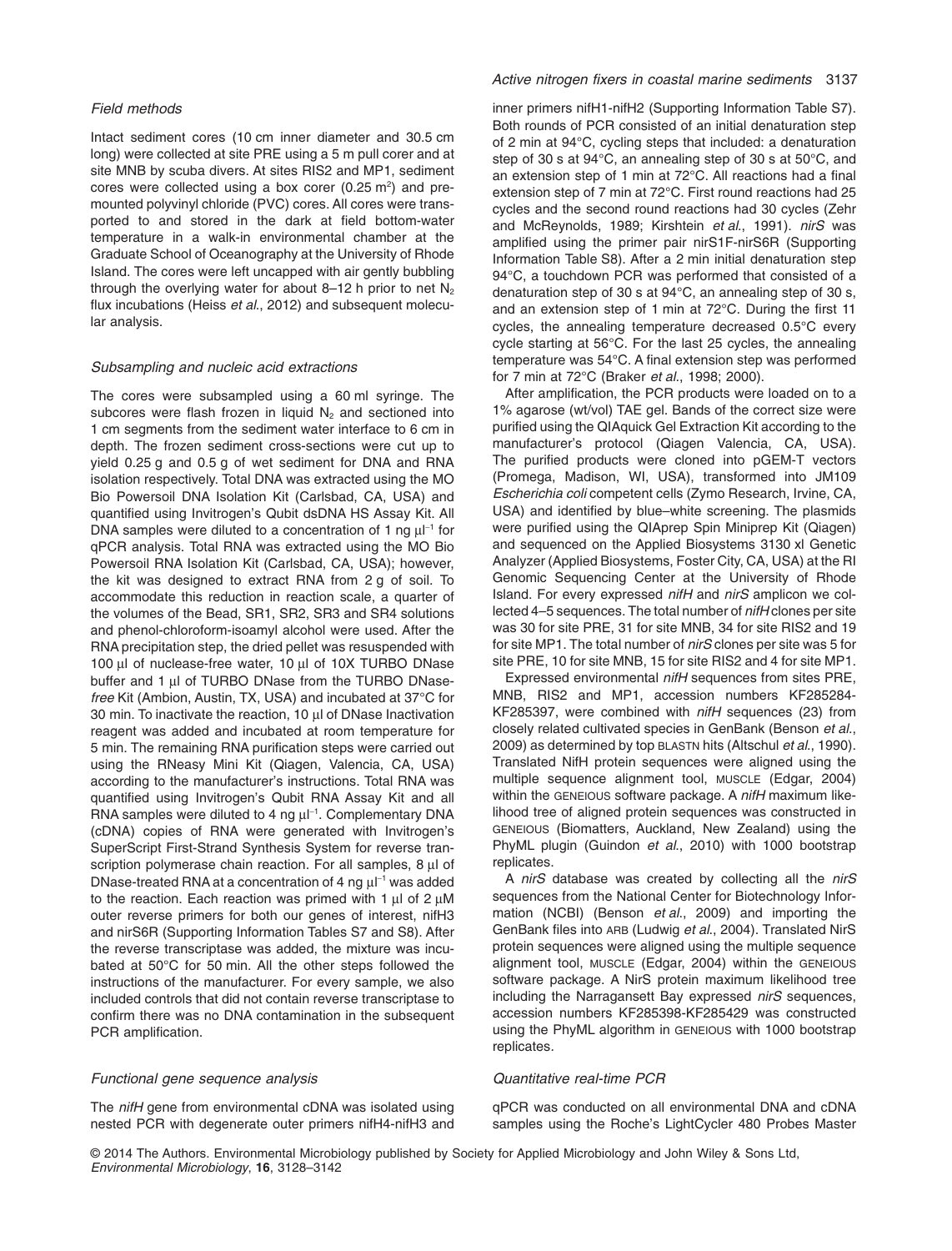### Field methods

Intact sediment cores (10 cm inner diameter and 30.5 cm long) were collected at site PRE using a 5 m pull corer and at site MNB by scuba divers. At sites RIS2 and MP1, sediment cores were collected using a box corer (0.25 m$^2$) and pre-mounted polyvinyl chloride (PVC) cores. All cores were transported to and stored in the dark at field bottom-water temperature in a walk-in environmental chamber at the Graduate School of Oceanography at the University of Rhode Island. The cores were left uncapped with air gently bubbling through the overlying water for about 8–12 h prior to net $N_2$ flux incubations (Heiss *et al.*, 2012) and subsequent molecular analysis.

### Subsampling and nucleic acid extractions

The cores were subsampled using a 60 ml syringe. The subcores were flash frozen in liquid $N_2$ and sectioned into 1 cm segments from the sediment water interface to 6 cm in depth. The frozen sediment cross-sections were cut up to yield 0.25 g and 0.5 g of wet sediment for DNA and RNA isolation respectively. Total DNA was extracted using the MO Bio Powersoil DNA Isolation Kit (Carlsbad, CA, USA) and quantified using Invitrogen's Qubit dsDNA HS Assay Kit. All DNA samples were diluted to a concentration of 1 ng μl$^{-1}$ for qPCR analysis. Total RNA was extracted using the MO Bio Powersoil RNA Isolation Kit (Carlsbad, CA, USA); however, the kit was designed to extract RNA from 2 g of soil. To accommodate this reduction in reaction scale, a quarter of the volumes of the Bead, SR1, SR2, SR3 and SR4 solutions and phenol-chloroform-isoamyl alcohol were used. After the RNA precipitation step, the dried pellet was resuspended with 100 μl of nuclease-free water, 10 μl of 10X TURBO DNase buffer and 1 μl of TURBO DNase from the TURBO DNase-*free* Kit (Ambion, Austin, TX, USA) and incubated at 37°C for 30 min. To inactivate the reaction, 10 μl of DNase Inactivation reagent was added and incubated at room temperature for 5 min. The remaining RNA purification steps were carried out using the RNeasy Mini Kit (Qiagen, Valencia, CA, USA) according to the manufacturer's instructions. Total RNA was quantified using Invitrogen's Qubit RNA Assay Kit and all RNA samples were diluted to 4 ng μl$^{-1}$. Complementary DNA (cDNA) copies of RNA were generated with Invitrogen's SuperScript First-Strand Synthesis System for reverse transcription polymerase chain reaction. For all samples, 8 μl of DNase-treated RNA at a concentration of 4 ng μl$^{-1}$ was added to the reaction. Each reaction was primed with 1 μl of 2 μM outer reverse primers for both our genes of interest, nifH3 and nirS6R (Supporting Information Tables S7 and S8). After the reverse transcriptase was added, the mixture was incubated at 50°C for 50 min. All the other steps followed the instructions of the manufacturer. For every sample, we also included controls that did not contain reverse transcriptase to confirm there was no DNA contamination in the subsequent PCR amplification.

### Functional gene sequence analysis

The *nifH* gene from environmental cDNA was isolated using nested PCR with degenerate outer primers nifH4-nifH3 and inner primers nifH1-nifH2 (Supporting Information Table S7). Both rounds of PCR consisted of an initial denaturation step of 2 min at 94°C, cycling steps that included: a denaturation step of 30 s at 94°C, an annealing step of 30 s at 50°C, and an extension step of 1 min at 72°C. All reactions had a final extension step of 7 min at 72°C. First round reactions had 25 cycles and the second round reactions had 30 cycles (Zehr and McReynolds, 1989; Kirshtein *et al.*, 1991). *nirS* was amplified using the primer pair nirS1F-nirS6R (Supporting Information Table S8). After a 2 min initial denaturation step 94°C, a touchdown PCR was performed that consisted of a denaturation step of 30 s at 94°C, an annealing step of 30 s, and an extension step of 1 min at 72°C. During the first 11 cycles, the annealing temperature decreased 0.5°C every cycle starting at 56°C. For the last 25 cycles, the annealing temperature was 54°C. A final extension step was performed for 7 min at 72°C (Braker *et al.*, 1998; 2000).

After amplification, the PCR products were loaded on to a 1% agarose (wt/vol) TAE gel. Bands of the correct size were purified using the QIAquick Gel Extraction Kit according to the manufacturer's protocol (Qiagen Valencia, CA, USA). The purified products were cloned into pGEM-T vectors (Promega, Madison, WI, USA), transformed into JM109 *Escherichia coli* competent cells (Zymo Research, Irvine, CA, USA) and identified by blue–white screening. The plasmids were purified using the QIAprep Spin Miniprep Kit (Qiagen) and sequenced on the Applied Biosystems 3130 xl Genetic Analyzer (Applied Biosystems, Foster City, CA, USA) at the RI Genomic Sequencing Center at the University of Rhode Island. For every expressed *nifH* and *nirS* amplicon we collected 4–5 sequences. The total number of *nifH* clones per site was 30 for site PRE, 31 for site MNB, 34 for site RIS2 and 19 for site MP1. The total number of *nirS* clones per site was 5 for site PRE, 10 for site MNB, 15 for site RIS2 and 4 for site MP1.

Expressed environmental *nifH* sequences from sites PRE, MNB, RIS2 and MP1, accession numbers KF285284-KF285397, were combined with *nifH* sequences (23) from closely related cultivated species in GenBank (Benson *et al.*, 2009) as determined by top BLASTN hits (Altschul *et al.*, 1990). Translated NifH protein sequences were aligned using the multiple sequence alignment tool, MUSCLE (Edgar, 2004) within the GENEIOUS software package. A *nifH* maximum likelihood tree of aligned protein sequences was constructed in GENEIOUS (Biomatters, Auckland, New Zealand) using the PhyML plugin (Guindon *et al.*, 2010) with 1000 bootstrap replicates.

A *nirS* database was created by collecting all the *nirS* sequences from the National Center for Biotechnology Information (NCBI) (Benson *et al.*, 2009) and importing the GenBank files into ARB (Ludwig *et al.*, 2004). Translated NirS protein sequences were aligned using the multiple sequence alignment tool, MUSCLE (Edgar, 2004) within the GENEIOUS software package. A NirS protein maximum likelihood tree including the Narragansett Bay expressed *nirS* sequences, accession numbers KF285398-KF285429 was constructed using the PhyML algorithm in GENEIOUS with 1000 bootstrap replicates.

### Quantitative real-time PCR

qPCR was conducted on all environmental DNA and cDNA samples using the Roche's LightCycler 480 Probes Master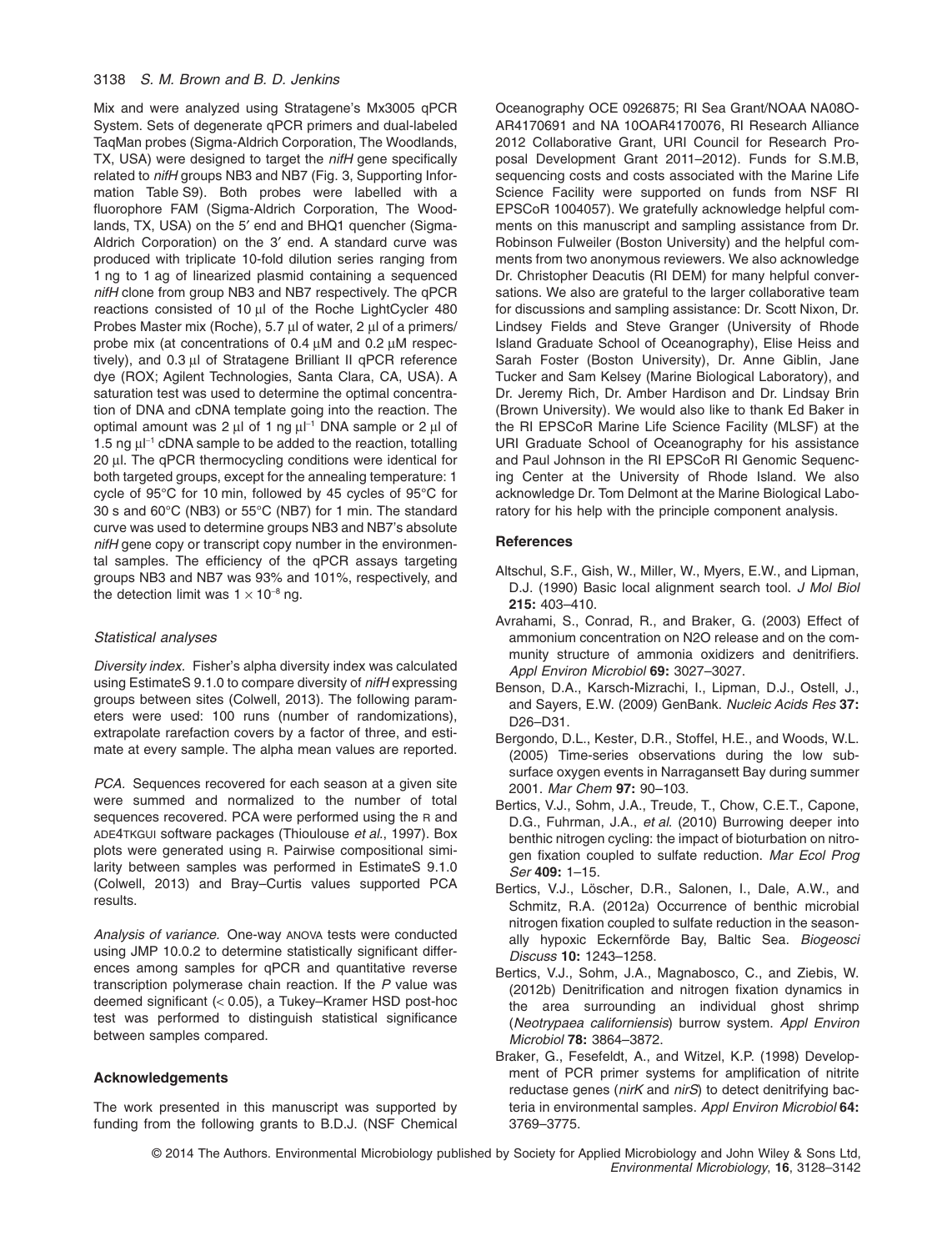Mix and were analyzed using Stratagene's Mx3005 qPCR System. Sets of degenerate qPCR primers and dual-labeled TaqMan probes (Sigma-Aldrich Corporation, The Woodlands, TX, USA) were designed to target the *nifH* gene specifically related to *nifH* groups NB3 and NB7 (Fig. 3, Supporting Information Table S9). Both probes were labelled with a fluorophore FAM (Sigma-Aldrich Corporation, The Woodlands, TX, USA) on the 5′ end and BHQ1 quencher (Sigma-Aldrich Corporation) on the 3′ end. A standard curve was produced with triplicate 10-fold dilution series ranging from 1 ng to 1 ag of linearized plasmid containing a sequenced *nifH* clone from group NB3 and NB7 respectively. The qPCR reactions consisted of 10 μl of the Roche LightCycler 480 Probes Master mix (Roche), 5.7 μl of water, 2 μl of a primers/probe mix (at concentrations of 0.4 μM and 0.2 μM respectively), and 0.3 μl of Stratagene Brilliant II qPCR reference dye (ROX; Agilent Technologies, Santa Clara, CA, USA). A saturation test was used to determine the optimal concentration of DNA and cDNA template going into the reaction. The optimal amount was 2 μl of 1 ng $\mu l^{-1}$ DNA sample or 2 μl of 1.5 ng $\mu l^{-1}$ cDNA sample to be added to the reaction, totalling 20 μl. The qPCR thermocycling conditions were identical for both targeted groups, except for the annealing temperature: 1 cycle of 95°C for 10 min, followed by 45 cycles of 95°C for 30 s and 60°C (NB3) or 55°C (NB7) for 1 min. The standard curve was used to determine groups NB3 and NB7's absolute *nifH* gene copy or transcript copy number in the environmental samples. The efficiency of the qPCR assays targeting groups NB3 and NB7 was 93% and 101%, respectively, and the detection limit was $1 \times 10^{-8}$ ng.

### *Statistical analyses*

*Diversity index.* Fisher's alpha diversity index was calculated using EstimateS 9.1.0 to compare diversity of *nifH* expressing groups between sites (Colwell, 2013). The following parameters were used: 100 runs (number of randomizations), extrapolate rarefaction covers by a factor of three, and estimate at every sample. The alpha mean values are reported.

*PCA.* Sequences recovered for each season at a given site were summed and normalized to the number of total sequences recovered. PCA were performed using the R and ADE4TKGUI software packages (Thioulouse *et al*., 1997). Box plots were generated using R. Pairwise compositional similarity between samples was performed in EstimateS 9.1.0 (Colwell, 2013) and Bray–Curtis values supported PCA results.

*Analysis of variance.* One-way ANOVA tests were conducted using JMP 10.0.2 to determine statistically significant differences among samples for qPCR and quantitative reverse transcription polymerase chain reaction. If the $P$ value was deemed significant ($< 0.05$), a Tukey–Kramer HSD post-hoc test was performed to distinguish statistical significance between samples compared.

## Acknowledgements

The work presented in this manuscript was supported by funding from the following grants to B.D.J. (NSF Chemical Oceanography OCE 0926875; RI Sea Grant/NOAA NA08OAR4170691 and NA 10OAR4170076, RI Research Alliance 2012 Collaborative Grant, URI Council for Research Proposal Development Grant 2011–2012). Funds for S.M.B, sequencing costs and costs associated with the Marine Life Science Facility were supported on funds from NSF RI EPSCoR 1004057). We gratefully acknowledge helpful comments on this manuscript and sampling assistance from Dr. Robinson Fulweiler (Boston University) and the helpful comments from two anonymous reviewers. We also acknowledge Dr. Christopher Deacutis (RI DEM) for many helpful conversations. We also are grateful to the larger collaborative team for discussions and sampling assistance: Dr. Scott Nixon, Dr. Lindsey Fields and Steve Granger (University of Rhode Island Graduate School of Oceanography), Elise Heiss and Sarah Foster (Boston University), Dr. Anne Giblin, Jane Tucker and Sam Kelsey (Marine Biological Laboratory), and Dr. Jeremy Rich, Dr. Amber Hardison and Dr. Lindsay Brin (Brown University). We would also like to thank Ed Baker in the RI EPSCoR Marine Life Science Facility (MLSF) at the URI Graduate School of Oceanography for his assistance and Paul Johnson in the RI EPSCoR RI Genomic Sequencing Center at the University of Rhode Island. We also acknowledge Dr. Tom Delmont at the Marine Biological Laboratory for his help with the principle component analysis.

## References

Altschul, S.F., Gish, W., Miller, W., Myers, E.W., and Lipman, D.J. (1990) Basic local alignment search tool. *J Mol Biol* **215:** 403–410.

Avrahami, S., Conrad, R., and Braker, G. (2003) Effect of ammonium concentration on N2O release and on the community structure of ammonia oxidizers and denitrifiers. *Appl Environ Microbiol* **69:** 3027–3027.

Benson, D.A., Karsch-Mizrachi, I., Lipman, D.J., Ostell, J., and Sayers, E.W. (2009) GenBank. *Nucleic Acids Res* **37:** D26–D31.

Bergondo, D.L., Kester, D.R., Stoffel, H.E., and Woods, W.L. (2005) Time-series observations during the low subsurface oxygen events in Narragansett Bay during summer 2001. *Mar Chem* **97:** 90–103.

Bertics, V.J., Sohm, J.A., Treude, T., Chow, C.E.T., Capone, D.G., Fuhrman, J.A., *et al*. (2010) Burrowing deeper into benthic nitrogen cycling: the impact of bioturbation on nitrogen fixation coupled to sulfate reduction. *Mar Ecol Prog Ser* **409:** 1–15.

Bertics, V.J., Löscher, D.R., Salonen, I., Dale, A.W., and Schmitz, R.A. (2012a) Occurrence of benthic microbial nitrogen fixation coupled to sulfate reduction in the seasonally hypoxic Eckernförde Bay, Baltic Sea. *Biogeosci Discuss* **10:** 1243–1258.

Bertics, V.J., Sohm, J.A., Magnabosco, C., and Ziebis, W. (2012b) Denitrification and nitrogen fixation dynamics in the area surrounding an individual ghost shrimp (*Neotrypaea californiensis*) burrow system. *Appl Environ Microbiol* **78:** 3864–3872.

Braker, G., Fesefeldt, A., and Witzel, K.P. (1998) Development of PCR primer systems for amplification of nitrite reductase genes (*nirK* and *nirS*) to detect denitrifying bacteria in environmental samples. *Appl Environ Microbiol* **64:** 3769–3775.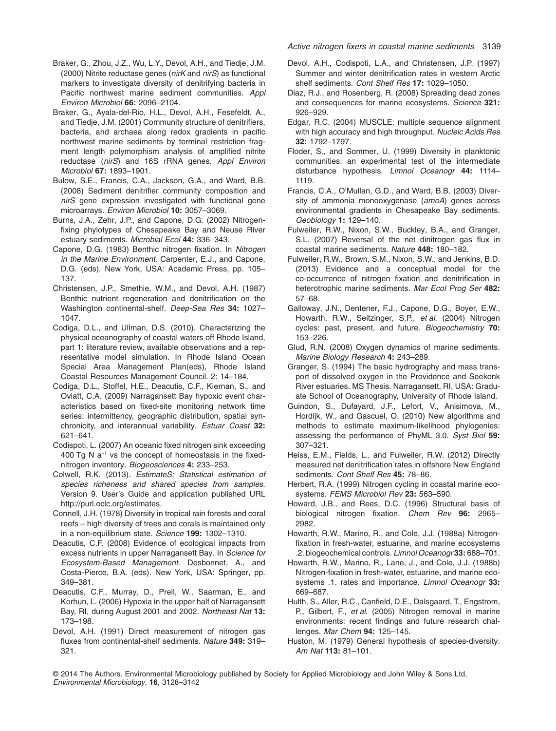Braker, G., Zhou, J.Z., Wu, L.Y., Devol, A.H., and Tiedje, J.M. (2000) Nitrite reductase genes (*nirK* and *nirS*) as functional markers to investigate diversity of denitrifying bacteria in Pacific northwest marine sediment communities. *Appl Environ Microbiol* **66:** 2096–2104.

Braker, G., Ayala-del-Rio, H.L., Devol, A.H., Fesefeldt, A., and Tiedje, J.M. (2001) Community structure of denitrifiers, bacteria, and archaea along redox gradients in pacific northwest marine sediments by terminal restriction fragment length polymorphism analysis of amplified nitrite reductase (*nirS*) and 16S rRNA genes. *Appl Environ Microbiol* **67:** 1893–1901.

Bulow, S.E., Francis, C.A., Jackson, G.A., and Ward, B.B. (2008) Sediment denitrifier community composition and *nirS* gene expression investigated with functional gene microarrays. *Environ Microbiol* **10:** 3057–3069.

Burns, J.A., Zehr, J.P., and Capone, D.G. (2002) Nitrogen-fixing phylotypes of Chesapeake Bay and Neuse River estuary sediments. *Microbial Ecol* **44:** 336–343.

Capone, D.G. (1983) Benthic nitrogen fixation. In *Nitrogen in the Marine Environment*. Carpenter, E.J., and Capone, D.G. (eds). New York, USA: Academic Press, pp. 105–137.

Christensen, J.P., Smethie, W.M., and Devol, A.H. (1987) Benthic nutrient regeneration and denitrification on the Washington continental-shelf. *Deep-Sea Res* **34:** 1027–1047.

Codiga, D.L., and Ullman, D.S. (2010). Characterizing the physical oceanography of coastal waters off Rhode Island, part 1: literature review, available observations and a representative model simulation. In Rhode Island Ocean Special Area Management Plan(eds), Rhode Island Coastal Resources Management Council. 2: 14–184.

Codiga, D.L., Stoffel, H.E., Deacutis, C.F., Kiernan, S., and Oviatt, C.A. (2009) Narragansett Bay hypoxic event characteristics based on fixed-site monitoring network time series: intermittency, geographic distribution, spatial synchronicity, and interannual variability. *Estuar Coast* **32:** 621–641.

Codispoti, L. (2007) An oceanic fixed nitrogen sink exceeding 400 Tg N $a^{-1}$ vs the concept of homeostasis in the fixed-nitrogen inventory. *Biogeosciences* **4:** 233–253.

Colwell, R.K. (2013). *EstimateS: Statistical estimation of species richness and shared species from samples*. Version 9. User's Guide and application published URL http://purl.oclc.org/estimates.

Connell, J.H. (1978) Diversity in tropical rain forests and coral reefs – high diversity of trees and corals is maintained only in a non-equilibrium state. *Science* **199:** 1302–1310.

Deacutis, C.F. (2008) Evidence of ecological impacts from excess nutrients in upper Narragansett Bay. In *Science for Ecosystem-Based Management*. Desbonnet, A., and Costa-Pierce, B.A. (eds). New York, USA: Springer, pp. 349–381.

Deacutis, C.F., Murray, D., Prell, W., Saarman, E., and Korhun, L. (2006) Hypoxia in the upper half of Narragansett Bay, RI, during August 2001 and 2002. *Northeast Nat* **13:** 173–198.

Devol, A.H. (1991) Direct measurement of nitrogen gas fluxes from continental-shelf sediments. *Nature* **349:** 319–321.

Devol, A.H., Codispoti, L.A., and Christensen, J.P. (1997) Summer and winter denitrification rates in western Arctic shelf sediments. *Cont Shelf Res* **17:** 1029–1050.

Diaz, R.J., and Rosenberg, R. (2008) Spreading dead zones and consequences for marine ecosystems. *Science* **321:** 926–929.

Edgar, R.C. (2004) MUSCLE: multiple sequence alignment with high accuracy and high throughput. *Nucleic Acids Res* **32:** 1792–1797.

Floder, S., and Sommer, U. (1999) Diversity in planktonic communities: an experimental test of the intermediate disturbance hypothesis. *Limnol Oceanogr* **44:** 1114–1119.

Francis, C.A., O'Mullan, G.D., and Ward, B.B. (2003) Diversity of ammonia monooxygenase (*amoA*) genes across environmental gradients in Chesapeake Bay sediments. *Geobiology* **1:** 129–140.

Fulweiler, R.W., Nixon, S.W., Buckley, B.A., and Granger, S.L. (2007) Reversal of the net dinitrogen gas flux in coastal marine sediments. *Nature* **448:** 180–182.

Fulweiler, R.W., Brown, S.M., Nixon, S.W., and Jenkins, B.D. (2013) Evidence and a conceptual model for the co-occurrence of nitrogen fixation and denitrification in heterotrophic marine sediments. *Mar Ecol Prog Ser* **482:** 57–68.

Galloway, J.N., Dentener, F.J., Capone, D.G., Boyer, E.W., Howarth, R.W., Seitzinger, S.P., *et al.* (2004) Nitrogen cycles: past, present, and future. *Biogeochemistry* **70:** 153–226.

Glud, R.N. (2008) Oxygen dynamics of marine sediments. *Marine Biology Research* **4:** 243–289.

Granger, S. (1994) The basic hydrography and mass transport of dissolved oxygen in the Providence and Seekonk River estuaries. MS Thesis. Narragansett, RI, USA: Graduate School of Oceanography, University of Rhode Island.

Guindon, S., Dufayard, J.F., Lefort, V., Anisimova, M., Hordijk, W., and Gascuel, O. (2010) New algorithms and methods to estimate maximum-likelihood phylogenies: assessing the performance of PhyML 3.0. *Syst Biol* **59:** 307–321.

Heiss, E.M., Fields, L., and Fulweiler, R.W. (2012) Directly measured net denitrification rates in offshore New England sediments. *Cont Shelf Res* **45:** 78–86.

Herbert, R.A. (1999) Nitrogen cycling in coastal marine ecosystems. *FEMS Microbiol Rev* **23:** 563–590.

Howard, J.B., and Rees, D.C. (1996) Structural basis of biological nitrogen fixation. *Chem Rev* **96:** 2965–2982.

Howarth, R.W., Marino, R., and Cole, J.J. (1988a) Nitrogen-fixation in fresh-water, estuarine, and marine ecosystems .2. biogeochemical controls. *Limnol Oceanogr* **33:** 688–701.

Howarth, R.W., Marino, R., Lane, J., and Cole, J.J. (1988b) Nitrogen-fixation in fresh-water, estuarine, and marine ecosystems .1. rates and importance. *Limnol Oceanogr* **33:** 669–687.

Hulth, S., Aller, R.C., Canfield, D.E., Dalsgaard, T., Engstrom, P., Gilbert, F., *et al.* (2005) Nitrogen removal in marine environments: recent findings and future research challenges. *Mar Chem* **94:** 125–145.

Huston, M. (1979) General hypothesis of species-diversity. *Am Nat* **113:** 81–101.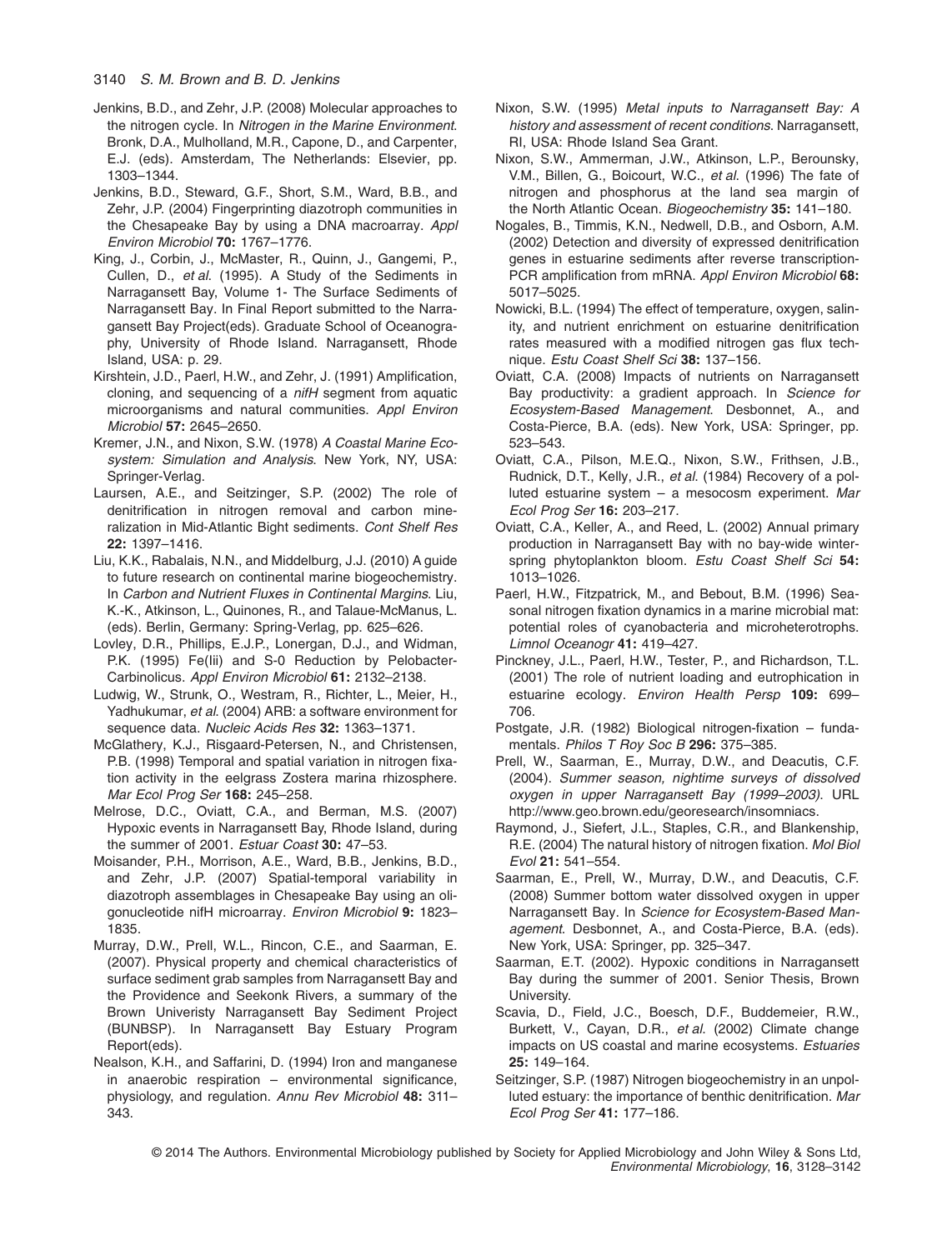Jenkins, B.D., and Zehr, J.P. (2008) Molecular approaches to the nitrogen cycle. In *Nitrogen in the Marine Environment*. Bronk, D.A., Mulholland, M.R., Capone, D., and Carpenter, E.J. (eds). Amsterdam, The Netherlands: Elsevier, pp. 1303–1344.

Jenkins, B.D., Steward, G.F., Short, S.M., Ward, B.B., and Zehr, J.P. (2004) Fingerprinting diazotroph communities in the Chesapeake Bay by using a DNA macroarray. *Appl Environ Microbiol* **70:** 1767–1776.

King, J., Corbin, J., McMaster, R., Quinn, J., Gangemi, P., Cullen, D., *et al*. (1995). A Study of the Sediments in Narragansett Bay, Volume 1- The Surface Sediments of Narragansett Bay. In Final Report submitted to the Narragansett Bay Project(eds). Graduate School of Oceanography, University of Rhode Island. Narragansett, Rhode Island, USA: p. 29.

Kirshtein, J.D., Paerl, H.W., and Zehr, J. (1991) Amplification, cloning, and sequencing of a *nifH* segment from aquatic microorganisms and natural communities. *Appl Environ Microbiol* **57:** 2645–2650.

Kremer, J.N., and Nixon, S.W. (1978) *A Coastal Marine Ecosystem: Simulation and Analysis*. New York, NY, USA: Springer-Verlag.

Laursen, A.E., and Seitzinger, S.P. (2002) The role of denitrification in nitrogen removal and carbon mineralization in Mid-Atlantic Bight sediments. *Cont Shelf Res* **22:** 1397–1416.

Liu, K.K., Rabalais, N.N., and Middelburg, J.J. (2010) A guide to future research on continental marine biogeochemistry. In *Carbon and Nutrient Fluxes in Continental Margins*. Liu, K.-K., Atkinson, L., Quinones, R., and Talaue-McManus, L. (eds). Berlin, Germany: Spring-Verlag, pp. 625–626.

Lovley, D.R., Phillips, E.J.P., Lonergan, D.J., and Widman, P.K. (1995) Fe(Iii) and S-0 Reduction by Pelobacter-Carbinolicus. *Appl Environ Microbiol* **61:** 2132–2138.

Ludwig, W., Strunk, O., Westram, R., Richter, L., Meier, H., Yadhukumar, *et al*. (2004) ARB: a software environment for sequence data. *Nucleic Acids Res* **32:** 1363–1371.

McGlathery, K.J., Risgaard-Petersen, N., and Christensen, P.B. (1998) Temporal and spatial variation in nitrogen fixation activity in the eelgrass Zostera marina rhizosphere. *Mar Ecol Prog Ser* **168:** 245–258.

Melrose, D.C., Oviatt, C.A., and Berman, M.S. (2007) Hypoxic events in Narragansett Bay, Rhode Island, during the summer of 2001. *Estuar Coast* **30:** 47–53.

Moisander, P.H., Morrison, A.E., Ward, B.B., Jenkins, B.D., and Zehr, J.P. (2007) Spatial-temporal variability in diazotroph assemblages in Chesapeake Bay using an oligonucleotide nifH microarray. *Environ Microbiol* **9:** 1823–1835.

Murray, D.W., Prell, W.L., Rincon, C.E., and Saarman, E. (2007). Physical property and chemical characteristics of surface sediment grab samples from Narragansett Bay and the Providence and Seekonk Rivers, a summary of the Brown Univeristy Narragansett Bay Sediment Project (BUNBSP). In Narragansett Bay Estuary Program Report(eds).

Nealson, K.H., and Saffarini, D. (1994) Iron and manganese in anaerobic respiration – environmental significance, physiology, and regulation. *Annu Rev Microbiol* **48:** 311–343.

Nixon, S.W. (1995) *Metal inputs to Narragansett Bay: A history and assessment of recent conditions*. Narragansett, RI, USA: Rhode Island Sea Grant.

Nixon, S.W., Ammerman, J.W., Atkinson, L.P., Berounsky, V.M., Billen, G., Boicourt, W.C., *et al*. (1996) The fate of nitrogen and phosphorus at the land sea margin of the North Atlantic Ocean. *Biogeochemistry* **35:** 141–180.

Nogales, B., Timmis, K.N., Nedwell, D.B., and Osborn, A.M. (2002) Detection and diversity of expressed denitrification genes in estuarine sediments after reverse transcription-PCR amplification from mRNA. *Appl Environ Microbiol* **68:** 5017–5025.

Nowicki, B.L. (1994) The effect of temperature, oxygen, salinity, and nutrient enrichment on estuarine denitrification rates measured with a modified nitrogen gas flux technique. *Estu Coast Shelf Sci* **38:** 137–156.

Oviatt, C.A. (2008) Impacts of nutrients on Narragansett Bay productivity: a gradient approach. In *Science for Ecosystem-Based Management*. Desbonnet, A., and Costa-Pierce, B.A. (eds). New York, USA: Springer, pp. 523–543.

Oviatt, C.A., Pilson, M.E.Q., Nixon, S.W., Frithsen, J.B., Rudnick, D.T., Kelly, J.R., *et al*. (1984) Recovery of a polluted estuarine system – a mesocosm experiment. *Mar Ecol Prog Ser* **16:** 203–217.

Oviatt, C.A., Keller, A., and Reed, L. (2002) Annual primary production in Narragansett Bay with no bay-wide winter-spring phytoplankton bloom. *Estu Coast Shelf Sci* **54:** 1013–1026.

Paerl, H.W., Fitzpatrick, M., and Bebout, B.M. (1996) Seasonal nitrogen fixation dynamics in a marine microbial mat: potential roles of cyanobacteria and microheterotrophs. *Limnol Oceanogr* **41:** 419–427.

Pinckney, J.L., Paerl, H.W., Tester, P., and Richardson, T.L. (2001) The role of nutrient loading and eutrophication in estuarine ecology. *Environ Health Persp* **109:** 699–706.

Postgate, J.R. (1982) Biological nitrogen-fixation – fundamentals. *Philos T Roy Soc B* **296:** 375–385.

Prell, W., Saarman, E., Murray, D.W., and Deacutis, C.F. (2004). *Summer season, nightime surveys of dissolved oxygen in upper Narragansett Bay (1999–2003)*. URL http://www.geo.brown.edu/georesearch/insomniacs.

Raymond, J., Siefert, J.L., Staples, C.R., and Blankenship, R.E. (2004) The natural history of nitrogen fixation. *Mol Biol Evol* **21:** 541–554.

Saarman, E., Prell, W., Murray, D.W., and Deacutis, C.F. (2008) Summer bottom water dissolved oxygen in upper Narragansett Bay. In *Science for Ecosystem-Based Management*. Desbonnet, A., and Costa-Pierce, B.A. (eds). New York, USA: Springer, pp. 325–347.

Saarman, E.T. (2002). Hypoxic conditions in Narragansett Bay during the summer of 2001. Senior Thesis, Brown University.

Scavia, D., Field, J.C., Boesch, D.F., Buddemeier, R.W., Burkett, V., Cayan, D.R., *et al*. (2002) Climate change impacts on US coastal and marine ecosystems. *Estuaries* **25:** 149–164.

Seitzinger, S.P. (1987) Nitrogen biogeochemistry in an unpolluted estuary: the importance of benthic denitrification. *Mar Ecol Prog Ser* **41:** 177–186.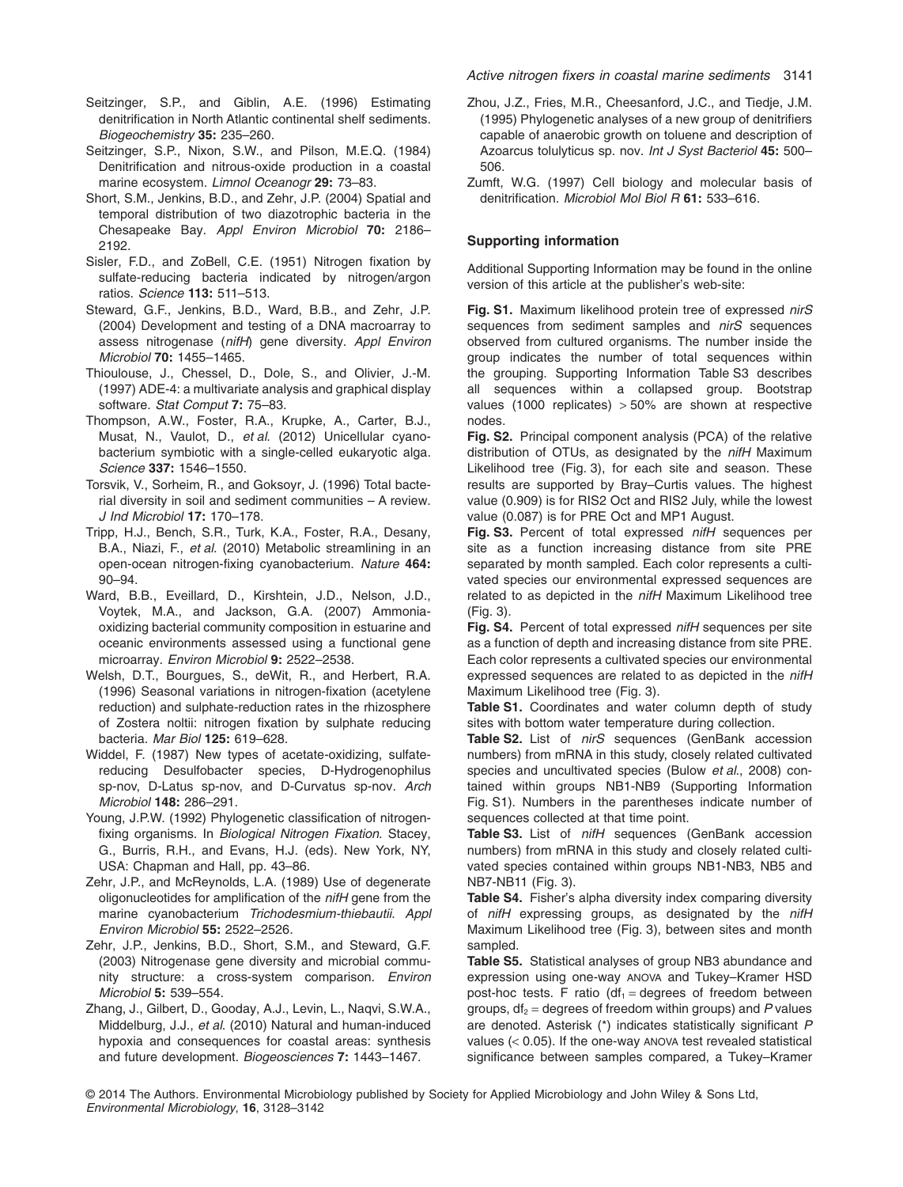Seitzinger, S.P., and Giblin, A.E. (1996) Estimating denitrification in North Atlantic continental shelf sediments. *Biogeochemistry* **35:** 235–260.

Seitzinger, S.P., Nixon, S.W., and Pilson, M.E.Q. (1984) Denitrification and nitrous-oxide production in a coastal marine ecosystem. *Limnol Oceanogr* **29:** 73–83.

Short, S.M., Jenkins, B.D., and Zehr, J.P. (2004) Spatial and temporal distribution of two diazotrophic bacteria in the Chesapeake Bay. *Appl Environ Microbiol* **70:** 2186–2192.

Sisler, F.D., and ZoBell, C.E. (1951) Nitrogen fixation by sulfate-reducing bacteria indicated by nitrogen/argon ratios. *Science* **113:** 511–513.

Steward, G.F., Jenkins, B.D., Ward, B.B., and Zehr, J.P. (2004) Development and testing of a DNA macroarray to assess nitrogenase (*nifH*) gene diversity. *Appl Environ Microbiol* **70:** 1455–1465.

Thioulouse, J., Chessel, D., Dole, S., and Olivier, J.-M. (1997) ADE-4: a multivariate analysis and graphical display software. *Stat Comput* **7:** 75–83.

Thompson, A.W., Foster, R.A., Krupke, A., Carter, B.J., Musat, N., Vaulot, D., *et al*. (2012) Unicellular cyanobacterium symbiotic with a single-celled eukaryotic alga. *Science* **337:** 1546–1550.

Torsvik, V., Sorheim, R., and Goksoyr, J. (1996) Total bacterial diversity in soil and sediment communities – A review. *J Ind Microbiol* **17:** 170–178.

Tripp, H.J., Bench, S.R., Turk, K.A., Foster, R.A., Desany, B.A., Niazi, F., *et al*. (2010) Metabolic streamlining in an open-ocean nitrogen-fixing cyanobacterium. *Nature* **464:** 90–94.

Ward, B.B., Eveillard, D., Kirshtein, J.D., Nelson, J.D., Voytek, M.A., and Jackson, G.A. (2007) Ammonia-oxidizing bacterial community composition in estuarine and oceanic environments assessed using a functional gene microarray. *Environ Microbiol* **9:** 2522–2538.

Welsh, D.T., Bourgues, S., deWit, R., and Herbert, R.A. (1996) Seasonal variations in nitrogen-fixation (acetylene reduction) and sulphate-reduction rates in the rhizosphere of Zostera noltii: nitrogen fixation by sulphate reducing bacteria. *Mar Biol* **125:** 619–628.

Widdel, F. (1987) New types of acetate-oxidizing, sulfate-reducing Desulfobacter species, D-Hydrogenophilus sp-nov, D-Latus sp-nov, and D-Curvatus sp-nov. *Arch Microbiol* **148:** 286–291.

Young, J.P.W. (1992) Phylogenetic classification of nitrogen-fixing organisms. In *Biological Nitrogen Fixation*. Stacey, G., Burris, R.H., and Evans, H.J. (eds). New York, NY, USA: Chapman and Hall, pp. 43–86.

Zehr, J.P., and McReynolds, L.A. (1989) Use of degenerate oligonucleotides for amplification of the *nifH* gene from the marine cyanobacterium *Trichodesmium-thiebautii*. *Appl Environ Microbiol* **55:** 2522–2526.

Zehr, J.P., Jenkins, B.D., Short, S.M., and Steward, G.F. (2003) Nitrogenase gene diversity and microbial community structure: a cross-system comparison. *Environ Microbiol* **5:** 539–554.

Zhang, J., Gilbert, D., Gooday, A.J., Levin, L., Naqvi, S.W.A., Middelburg, J.J., *et al*. (2010) Natural and human-induced hypoxia and consequences for coastal areas: synthesis and future development. *Biogeosciences* **7:** 1443–1467.

Zhou, J.Z., Fries, M.R., Cheesanford, J.C., and Tiedje, J.M. (1995) Phylogenetic analyses of a new group of denitrifiers capable of anaerobic growth on toluene and description of Azoarcus tolulyticus sp. nov. *Int J Syst Bacteriol* **45:** 500–506.

Zumft, W.G. (1997) Cell biology and molecular basis of denitrification. *Microbiol Mol Biol R* **61:** 533–616.

### Supporting information

Additional Supporting Information may be found in the online version of this article at the publisher's web-site:

**Fig. S1.** Maximum likelihood protein tree of expressed *nirS* sequences from sediment samples and *nirS* sequences observed from cultured organisms. The number inside the group indicates the number of total sequences within the grouping. Supporting Information Table S3 describes all sequences within a collapsed group. Bootstrap values (1000 replicates) > 50% are shown at respective nodes.

**Fig. S2.** Principal component analysis (PCA) of the relative distribution of OTUs, as designated by the *nifH* Maximum Likelihood tree (Fig. 3), for each site and season. These results are supported by Bray–Curtis values. The highest value (0.909) is for RIS2 Oct and RIS2 July, while the lowest value (0.087) is for PRE Oct and MP1 August.

**Fig. S3.** Percent of total expressed *nifH* sequences per site as a function increasing distance from site PRE separated by month sampled. Each color represents a cultivated species our environmental expressed sequences are related to as depicted in the *nifH* Maximum Likelihood tree (Fig. 3).

**Fig. S4.** Percent of total expressed *nifH* sequences per site as a function of depth and increasing distance from site PRE. Each color represents a cultivated species our environmental expressed sequences are related to as depicted in the *nifH* Maximum Likelihood tree (Fig. 3).

**Table S1.** Coordinates and water column depth of study sites with bottom water temperature during collection.

**Table S2.** List of *nirS* sequences (GenBank accession numbers) from mRNA in this study, closely related cultivated species and uncultivated species (Bulow *et al*., 2008) contained within groups NB1-NB9 (Supporting Information Fig. S1). Numbers in the parentheses indicate number of sequences collected at that time point.

**Table S3.** List of *nifH* sequences (GenBank accession numbers) from mRNA in this study and closely related cultivated species contained within groups NB1-NB3, NB5 and NB7-NB11 (Fig. 3).

**Table S4.** Fisher's alpha diversity index comparing diversity of *nifH* expressing groups, as designated by the *nifH* Maximum Likelihood tree (Fig. 3), between sites and month sampled.

**Table S5.** Statistical analyses of group NB3 abundance and expression using one-way ANOVA and Tukey–Kramer HSD post-hoc tests. F ratio ($df_1$ = degrees of freedom between groups, $df_2$ = degrees of freedom within groups) and $P$ values are denoted. Asterisk (*) indicates statistically significant $P$ values ($< 0.05$). If the one-way ANOVA test revealed statistical significance between samples compared, a Tukey–Kramer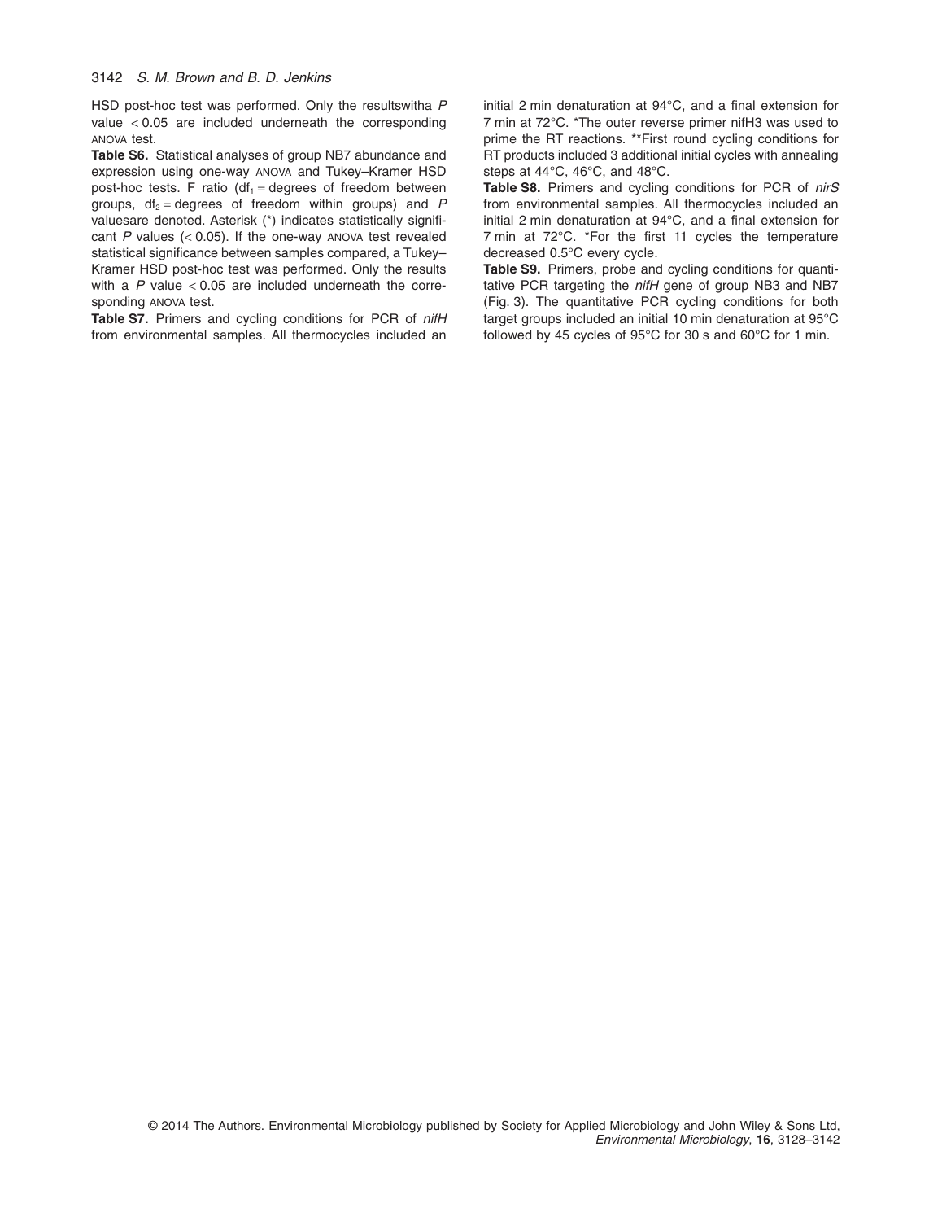HSD post-hoc test was performed. Only the resultswitha *P* value $< 0.05$ are included underneath the corresponding ANOVA test.

**Table S6.** Statistical analyses of group NB7 abundance and expression using one-way ANOVA and Tukey–Kramer HSD post-hoc tests. F ratio ($df_1$ = degrees of freedom between groups, $df_2$ = degrees of freedom within groups) and *P* valuesare denoted. Asterisk (*) indicates statistically significant *P* values ($< 0.05$). If the one-way ANOVA test revealed statistical significance between samples compared, a Tukey–Kramer HSD post-hoc test was performed. Only the results with a *P* value $< 0.05$ are included underneath the corresponding ANOVA test.

**Table S7.** Primers and cycling conditions for PCR of *nifH* from environmental samples. All thermocycles included an initial 2 min denaturation at 94°C, and a final extension for 7 min at 72°C. *The outer reverse primer nifH3 was used to prime the RT reactions. **First round cycling conditions for RT products included 3 additional initial cycles with annealing steps at 44°C, 46°C, and 48°C.

**Table S8.** Primers and cycling conditions for PCR of *nirS* from environmental samples. All thermocycles included an initial 2 min denaturation at 94°C, and a final extension for 7 min at 72°C. *For the first 11 cycles the temperature decreased 0.5°C every cycle.

**Table S9.** Primers, probe and cycling conditions for quantitative PCR targeting the *nifH* gene of group NB3 and NB7 (Fig. 3). The quantitative PCR cycling conditions for both target groups included an initial 10 min denaturation at 95°C followed by 45 cycles of 95°C for 30 s and 60°C for 1 min.